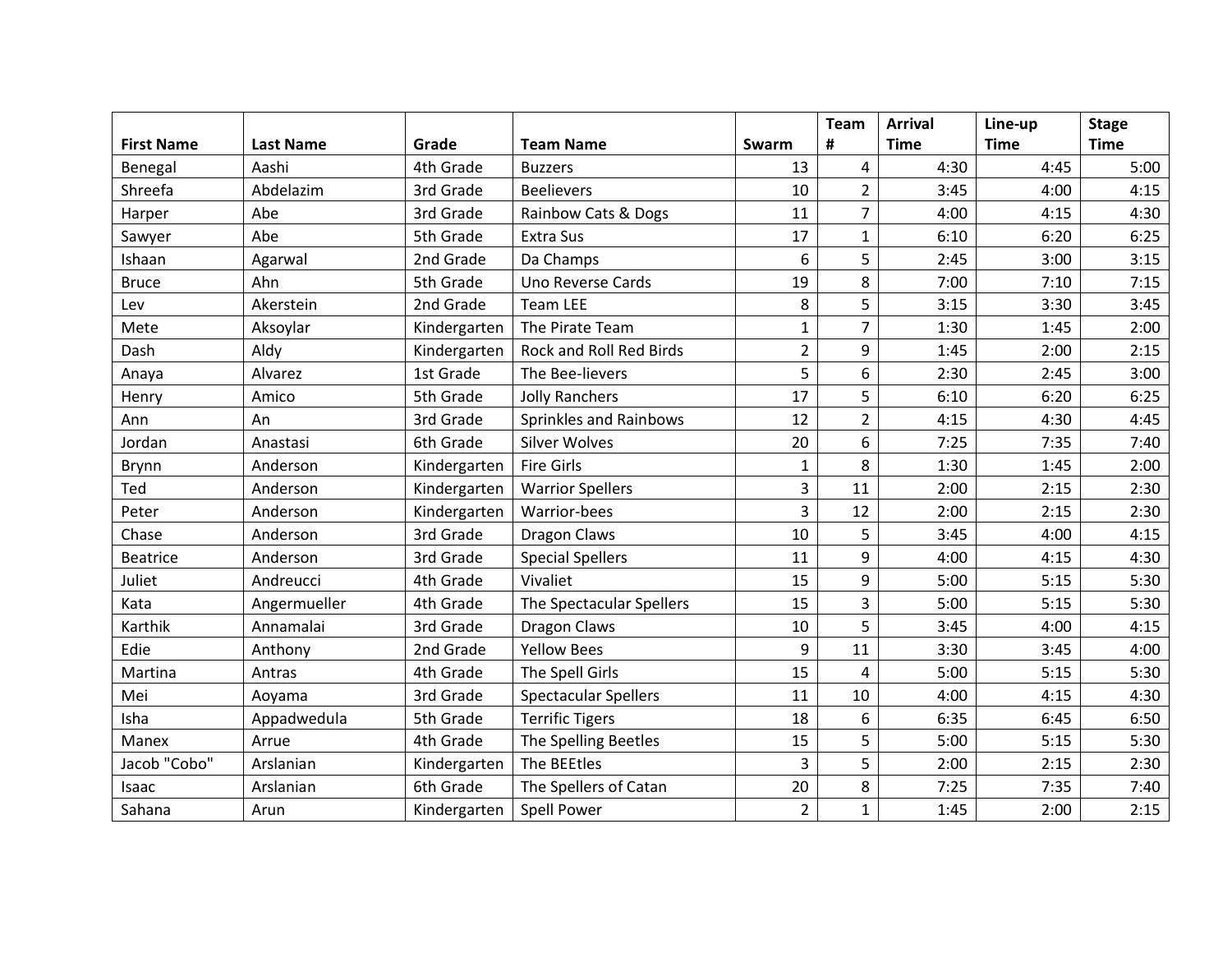| First Name | Last Name | Grade | Team Name | Swarm | Team # | Arrival Time | Line-up Time | Stage Time |
|---|---|---|---|---|---|---|---|---|
| Benegal | Aashi | 4th Grade | Buzzers | 13 | 4 | 4:30 | 4:45 | 5:00 |
| Shreefa | Abdelazim | 3rd Grade | Beelievers | 10 | 2 | 3:45 | 4:00 | 4:15 |
| Harper | Abe | 3rd Grade | Rainbow Cats & Dogs | 11 | 7 | 4:00 | 4:15 | 4:30 |
| Sawyer | Abe | 5th Grade | Extra Sus | 17 | 1 | 6:10 | 6:20 | 6:25 |
| Ishaan | Agarwal | 2nd Grade | Da Champs | 6 | 5 | 2:45 | 3:00 | 3:15 |
| Bruce | Ahn | 5th Grade | Uno Reverse Cards | 19 | 8 | 7:00 | 7:10 | 7:15 |
| Lev | Akerstein | 2nd Grade | Team LEE | 8 | 5 | 3:15 | 3:30 | 3:45 |
| Mete | Aksoylar | Kindergarten | The Pirate Team | 1 | 7 | 1:30 | 1:45 | 2:00 |
| Dash | Aldy | Kindergarten | Rock and Roll Red Birds | 2 | 9 | 1:45 | 2:00 | 2:15 |
| Anaya | Alvarez | 1st Grade | The Bee-lievers | 5 | 6 | 2:30 | 2:45 | 3:00 |
| Henry | Amico | 5th Grade | Jolly Ranchers | 17 | 5 | 6:10 | 6:20 | 6:25 |
| Ann | An | 3rd Grade | Sprinkles and Rainbows | 12 | 2 | 4:15 | 4:30 | 4:45 |
| Jordan | Anastasi | 6th Grade | Silver Wolves | 20 | 6 | 7:25 | 7:35 | 7:40 |
| Brynn | Anderson | Kindergarten | Fire Girls | 1 | 8 | 1:30 | 1:45 | 2:00 |
| Ted | Anderson | Kindergarten | Warrior Spellers | 3 | 11 | 2:00 | 2:15 | 2:30 |
| Peter | Anderson | Kindergarten | Warrior-bees | 3 | 12 | 2:00 | 2:15 | 2:30 |
| Chase | Anderson | 3rd Grade | Dragon Claws | 10 | 5 | 3:45 | 4:00 | 4:15 |
| Beatrice | Anderson | 3rd Grade | Special Spellers | 11 | 9 | 4:00 | 4:15 | 4:30 |
| Juliet | Andreucci | 4th Grade | Vivaliet | 15 | 9 | 5:00 | 5:15 | 5:30 |
| Kata | Angermueller | 4th Grade | The Spectacular Spellers | 15 | 3 | 5:00 | 5:15 | 5:30 |
| Karthik | Annamalai | 3rd Grade | Dragon Claws | 10 | 5 | 3:45 | 4:00 | 4:15 |
| Edie | Anthony | 2nd Grade | Yellow Bees | 9 | 11 | 3:30 | 3:45 | 4:00 |
| Martina | Antras | 4th Grade | The Spell Girls | 15 | 4 | 5:00 | 5:15 | 5:30 |
| Mei | Aoyama | 3rd Grade | Spectacular Spellers | 11 | 10 | 4:00 | 4:15 | 4:30 |
| Isha | Appadwedula | 5th Grade | Terrific Tigers | 18 | 6 | 6:35 | 6:45 | 6:50 |
| Manex | Arrue | 4th Grade | The Spelling Beetles | 15 | 5 | 5:00 | 5:15 | 5:30 |
| Jacob "Cobo" | Arslanian | Kindergarten | The BEEtles | 3 | 5 | 2:00 | 2:15 | 2:30 |
| Isaac | Arslanian | 6th Grade | The Spellers of Catan | 20 | 8 | 7:25 | 7:35 | 7:40 |
| Sahana | Arun | Kindergarten | Spell Power | 2 | 1 | 1:45 | 2:00 | 2:15 |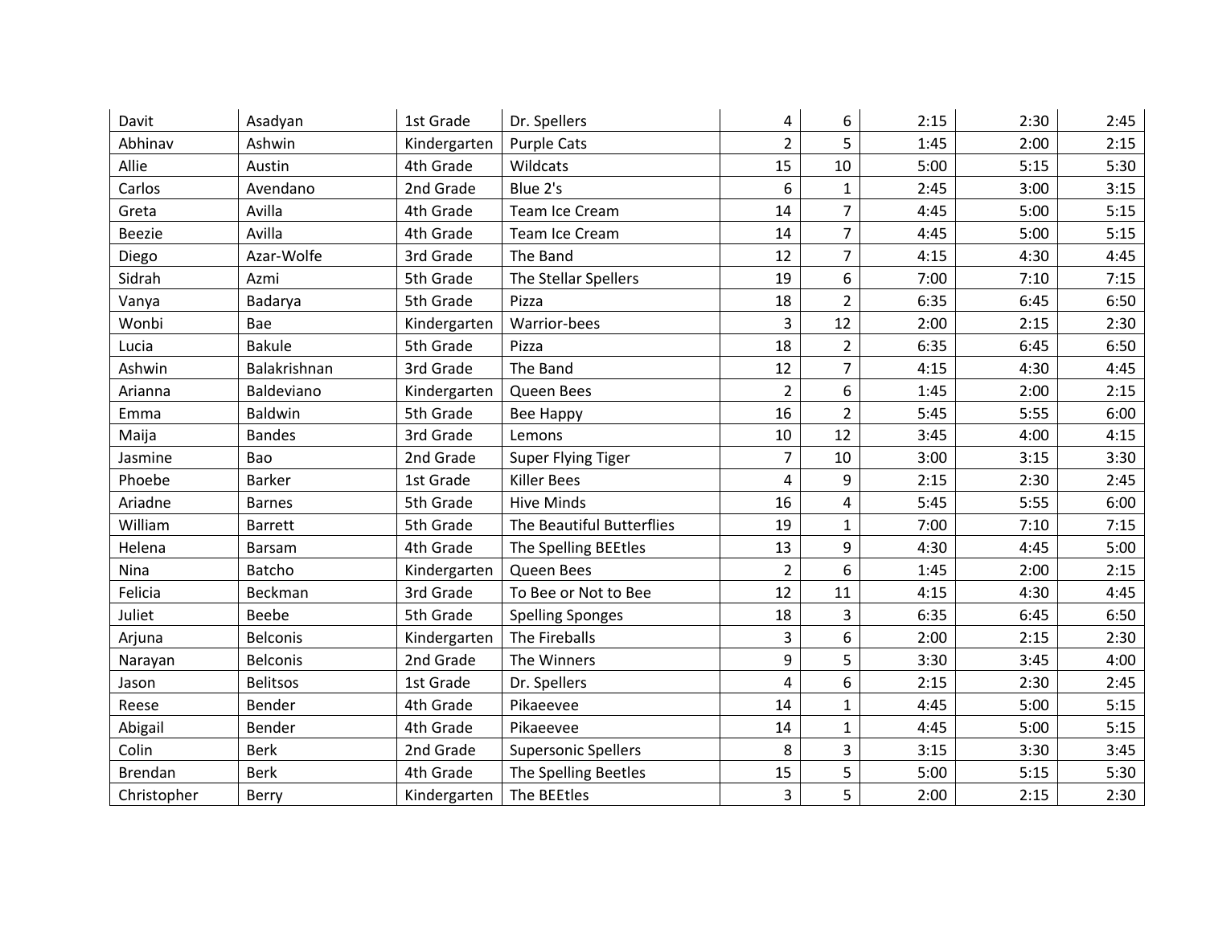| | | | | | | | | |
|---|---|---|---|---|---|---|---|---|
| Davit | Asadyan | 1st Grade | Dr. Spellers | 4 | 6 | 2:15 | 2:30 | 2:45 |
| Abhinav | Ashwin | Kindergarten | Purple Cats | 2 | 5 | 1:45 | 2:00 | 2:15 |
| Allie | Austin | 4th Grade | Wildcats | 15 | 10 | 5:00 | 5:15 | 5:30 |
| Carlos | Avendano | 2nd Grade | Blue 2's | 6 | 1 | 2:45 | 3:00 | 3:15 |
| Greta | Avilla | 4th Grade | Team Ice Cream | 14 | 7 | 4:45 | 5:00 | 5:15 |
| Beezie | Avilla | 4th Grade | Team Ice Cream | 14 | 7 | 4:45 | 5:00 | 5:15 |
| Diego | Azar-Wolfe | 3rd Grade | The Band | 12 | 7 | 4:15 | 4:30 | 4:45 |
| Sidrah | Azmi | 5th Grade | The Stellar Spellers | 19 | 6 | 7:00 | 7:10 | 7:15 |
| Vanya | Badarya | 5th Grade | Pizza | 18 | 2 | 6:35 | 6:45 | 6:50 |
| Wonbi | Bae | Kindergarten | Warrior-bees | 3 | 12 | 2:00 | 2:15 | 2:30 |
| Lucia | Bakule | 5th Grade | Pizza | 18 | 2 | 6:35 | 6:45 | 6:50 |
| Ashwin | Balakrishnan | 3rd Grade | The Band | 12 | 7 | 4:15 | 4:30 | 4:45 |
| Arianna | Baldeviano | Kindergarten | Queen Bees | 2 | 6 | 1:45 | 2:00 | 2:15 |
| Emma | Baldwin | 5th Grade | Bee Happy | 16 | 2 | 5:45 | 5:55 | 6:00 |
| Maija | Bandes | 3rd Grade | Lemons | 10 | 12 | 3:45 | 4:00 | 4:15 |
| Jasmine | Bao | 2nd Grade | Super Flying Tiger | 7 | 10 | 3:00 | 3:15 | 3:30 |
| Phoebe | Barker | 1st Grade | Killer Bees | 4 | 9 | 2:15 | 2:30 | 2:45 |
| Ariadne | Barnes | 5th Grade | Hive Minds | 16 | 4 | 5:45 | 5:55 | 6:00 |
| William | Barrett | 5th Grade | The Beautiful Butterflies | 19 | 1 | 7:00 | 7:10 | 7:15 |
| Helena | Barsam | 4th Grade | The Spelling BEEtles | 13 | 9 | 4:30 | 4:45 | 5:00 |
| Nina | Batcho | Kindergarten | Queen Bees | 2 | 6 | 1:45 | 2:00 | 2:15 |
| Felicia | Beckman | 3rd Grade | To Bee or Not to Bee | 12 | 11 | 4:15 | 4:30 | 4:45 |
| Juliet | Beebe | 5th Grade | Spelling Sponges | 18 | 3 | 6:35 | 6:45 | 6:50 |
| Arjuna | Belconis | Kindergarten | The Fireballs | 3 | 6 | 2:00 | 2:15 | 2:30 |
| Narayan | Belconis | 2nd Grade | The Winners | 9 | 5 | 3:30 | 3:45 | 4:00 |
| Jason | Belitsos | 1st Grade | Dr. Spellers | 4 | 6 | 2:15 | 2:30 | 2:45 |
| Reese | Bender | 4th Grade | Pikaeevee | 14 | 1 | 4:45 | 5:00 | 5:15 |
| Abigail | Bender | 4th Grade | Pikaeevee | 14 | 1 | 4:45 | 5:00 | 5:15 |
| Colin | Berk | 2nd Grade | Supersonic Spellers | 8 | 3 | 3:15 | 3:30 | 3:45 |
| Brendan | Berk | 4th Grade | The Spelling Beetles | 15 | 5 | 5:00 | 5:15 | 5:30 |
| Christopher | Berry | Kindergarten | The BEEtles | 3 | 5 | 2:00 | 2:15 | 2:30 |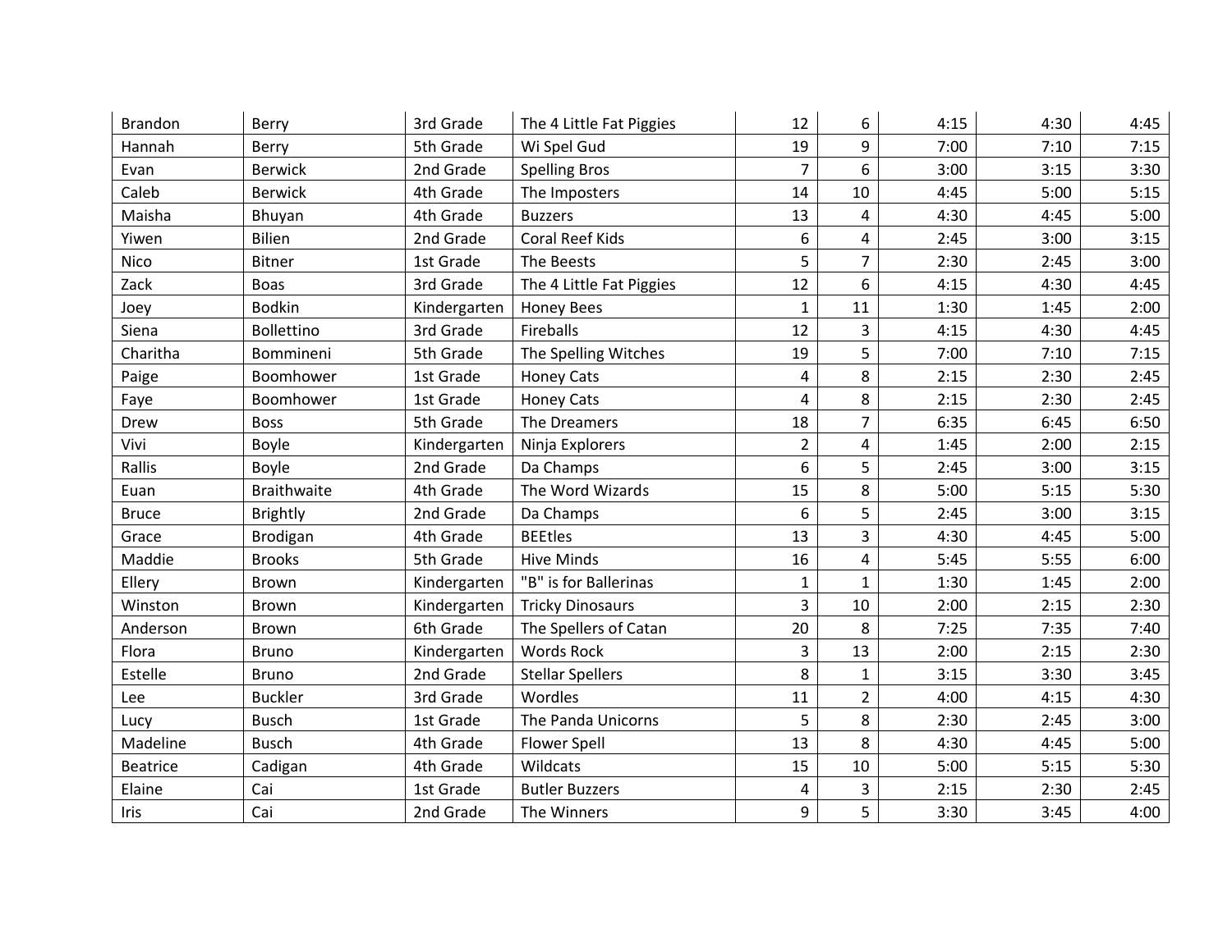| | | | | | | | | |
|---|---|---|---|---|---|---|---|---|
| Brandon | Berry | 3rd Grade | The 4 Little Fat Piggies | 12 | 6 | 4:15 | 4:30 | 4:45 |
| Hannah | Berry | 5th Grade | Wi Spel Gud | 19 | 9 | 7:00 | 7:10 | 7:15 |
| Evan | Berwick | 2nd Grade | Spelling Bros | 7 | 6 | 3:00 | 3:15 | 3:30 |
| Caleb | Berwick | 4th Grade | The Imposters | 14 | 10 | 4:45 | 5:00 | 5:15 |
| Maisha | Bhuyan | 4th Grade | Buzzers | 13 | 4 | 4:30 | 4:45 | 5:00 |
| Yiwen | Bilien | 2nd Grade | Coral Reef Kids | 6 | 4 | 2:45 | 3:00 | 3:15 |
| Nico | Bitner | 1st Grade | The Beests | 5 | 7 | 2:30 | 2:45 | 3:00 |
| Zack | Boas | 3rd Grade | The 4 Little Fat Piggies | 12 | 6 | 4:15 | 4:30 | 4:45 |
| Joey | Bodkin | Kindergarten | Honey Bees | 1 | 11 | 1:30 | 1:45 | 2:00 |
| Siena | Bollettino | 3rd Grade | Fireballs | 12 | 3 | 4:15 | 4:30 | 4:45 |
| Charitha | Bommineni | 5th Grade | The Spelling Witches | 19 | 5 | 7:00 | 7:10 | 7:15 |
| Paige | Boomhower | 1st Grade | Honey Cats | 4 | 8 | 2:15 | 2:30 | 2:45 |
| Faye | Boomhower | 1st Grade | Honey Cats | 4 | 8 | 2:15 | 2:30 | 2:45 |
| Drew | Boss | 5th Grade | The Dreamers | 18 | 7 | 6:35 | 6:45 | 6:50 |
| Vivi | Boyle | Kindergarten | Ninja Explorers | 2 | 4 | 1:45 | 2:00 | 2:15 |
| Rallis | Boyle | 2nd Grade | Da Champs | 6 | 5 | 2:45 | 3:00 | 3:15 |
| Euan | Braithwaite | 4th Grade | The Word Wizards | 15 | 8 | 5:00 | 5:15 | 5:30 |
| Bruce | Brightly | 2nd Grade | Da Champs | 6 | 5 | 2:45 | 3:00 | 3:15 |
| Grace | Brodigan | 4th Grade | BEEtles | 13 | 3 | 4:30 | 4:45 | 5:00 |
| Maddie | Brooks | 5th Grade | Hive Minds | 16 | 4 | 5:45 | 5:55 | 6:00 |
| Ellery | Brown | Kindergarten | "B" is for Ballerinas | 1 | 1 | 1:30 | 1:45 | 2:00 |
| Winston | Brown | Kindergarten | Tricky Dinosaurs | 3 | 10 | 2:00 | 2:15 | 2:30 |
| Anderson | Brown | 6th Grade | The Spellers of Catan | 20 | 8 | 7:25 | 7:35 | 7:40 |
| Flora | Bruno | Kindergarten | Words Rock | 3 | 13 | 2:00 | 2:15 | 2:30 |
| Estelle | Bruno | 2nd Grade | Stellar Spellers | 8 | 1 | 3:15 | 3:30 | 3:45 |
| Lee | Buckler | 3rd Grade | Wordles | 11 | 2 | 4:00 | 4:15 | 4:30 |
| Lucy | Busch | 1st Grade | The Panda Unicorns | 5 | 8 | 2:30 | 2:45 | 3:00 |
| Madeline | Busch | 4th Grade | Flower Spell | 13 | 8 | 4:30 | 4:45 | 5:00 |
| Beatrice | Cadigan | 4th Grade | Wildcats | 15 | 10 | 5:00 | 5:15 | 5:30 |
| Elaine | Cai | 1st Grade | Butler Buzzers | 4 | 3 | 2:15 | 2:30 | 2:45 |
| Iris | Cai | 2nd Grade | The Winners | 9 | 5 | 3:30 | 3:45 | 4:00 |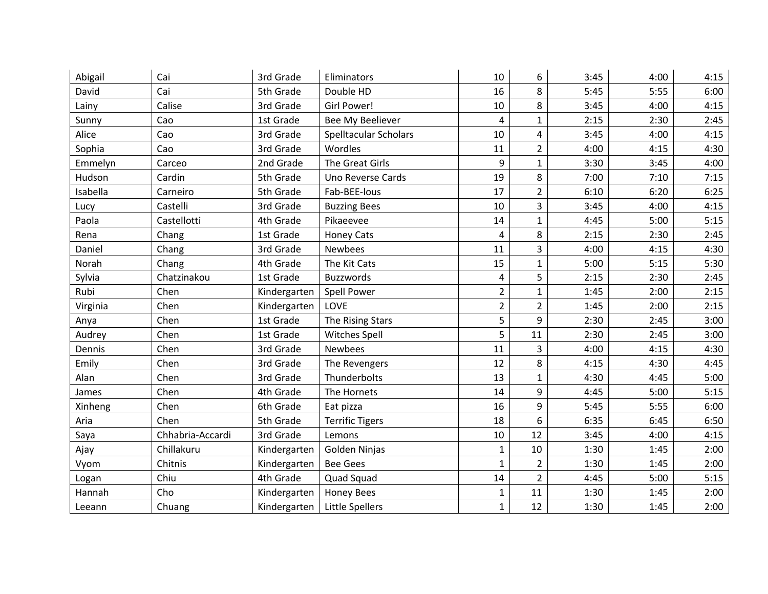| | | | | | | | | |
|---|---|---|---|---|---|---|---|---|
| Abigail | Cai | 3rd Grade | Eliminators | 10 | 6 | 3:45 | 4:00 | 4:15 |
| David | Cai | 5th Grade | Double HD | 16 | 8 | 5:45 | 5:55 | 6:00 |
| Lainy | Calise | 3rd Grade | Girl Power! | 10 | 8 | 3:45 | 4:00 | 4:15 |
| Sunny | Cao | 1st Grade | Bee My Beeliever | 4 | 1 | 2:15 | 2:30 | 2:45 |
| Alice | Cao | 3rd Grade | Spelltacular Scholars | 10 | 4 | 3:45 | 4:00 | 4:15 |
| Sophia | Cao | 3rd Grade | Wordles | 11 | 2 | 4:00 | 4:15 | 4:30 |
| Emmelyn | Carceo | 2nd Grade | The Great Girls | 9 | 1 | 3:30 | 3:45 | 4:00 |
| Hudson | Cardin | 5th Grade | Uno Reverse Cards | 19 | 8 | 7:00 | 7:10 | 7:15 |
| Isabella | Carneiro | 5th Grade | Fab-BEE-lous | 17 | 2 | 6:10 | 6:20 | 6:25 |
| Lucy | Castelli | 3rd Grade | Buzzing Bees | 10 | 3 | 3:45 | 4:00 | 4:15 |
| Paola | Castellotti | 4th Grade | Pikaeevee | 14 | 1 | 4:45 | 5:00 | 5:15 |
| Rena | Chang | 1st Grade | Honey Cats | 4 | 8 | 2:15 | 2:30 | 2:45 |
| Daniel | Chang | 3rd Grade | Newbees | 11 | 3 | 4:00 | 4:15 | 4:30 |
| Norah | Chang | 4th Grade | The Kit Cats | 15 | 1 | 5:00 | 5:15 | 5:30 |
| Sylvia | Chatzinakou | 1st Grade | Buzzwords | 4 | 5 | 2:15 | 2:30 | 2:45 |
| Rubi | Chen | Kindergarten | Spell Power | 2 | 1 | 1:45 | 2:00 | 2:15 |
| Virginia | Chen | Kindergarten | LOVE | 2 | 2 | 1:45 | 2:00 | 2:15 |
| Anya | Chen | 1st Grade | The Rising Stars | 5 | 9 | 2:30 | 2:45 | 3:00 |
| Audrey | Chen | 1st Grade | Witches Spell | 5 | 11 | 2:30 | 2:45 | 3:00 |
| Dennis | Chen | 3rd Grade | Newbees | 11 | 3 | 4:00 | 4:15 | 4:30 |
| Emily | Chen | 3rd Grade | The Revengers | 12 | 8 | 4:15 | 4:30 | 4:45 |
| Alan | Chen | 3rd Grade | Thunderbolts | 13 | 1 | 4:30 | 4:45 | 5:00 |
| James | Chen | 4th Grade | The Hornets | 14 | 9 | 4:45 | 5:00 | 5:15 |
| Xinheng | Chen | 6th Grade | Eat pizza | 16 | 9 | 5:45 | 5:55 | 6:00 |
| Aria | Chen | 5th Grade | Terrific Tigers | 18 | 6 | 6:35 | 6:45 | 6:50 |
| Saya | Chhabria-Accardi | 3rd Grade | Lemons | 10 | 12 | 3:45 | 4:00 | 4:15 |
| Ajay | Chillakuru | Kindergarten | Golden Ninjas | 1 | 10 | 1:30 | 1:45 | 2:00 |
| Vyom | Chitnis | Kindergarten | Bee Gees | 1 | 2 | 1:30 | 1:45 | 2:00 |
| Logan | Chiu | 4th Grade | Quad Squad | 14 | 2 | 4:45 | 5:00 | 5:15 |
| Hannah | Cho | Kindergarten | Honey Bees | 1 | 11 | 1:30 | 1:45 | 2:00 |
| Leeann | Chuang | Kindergarten | Little Spellers | 1 | 12 | 1:30 | 1:45 | 2:00 |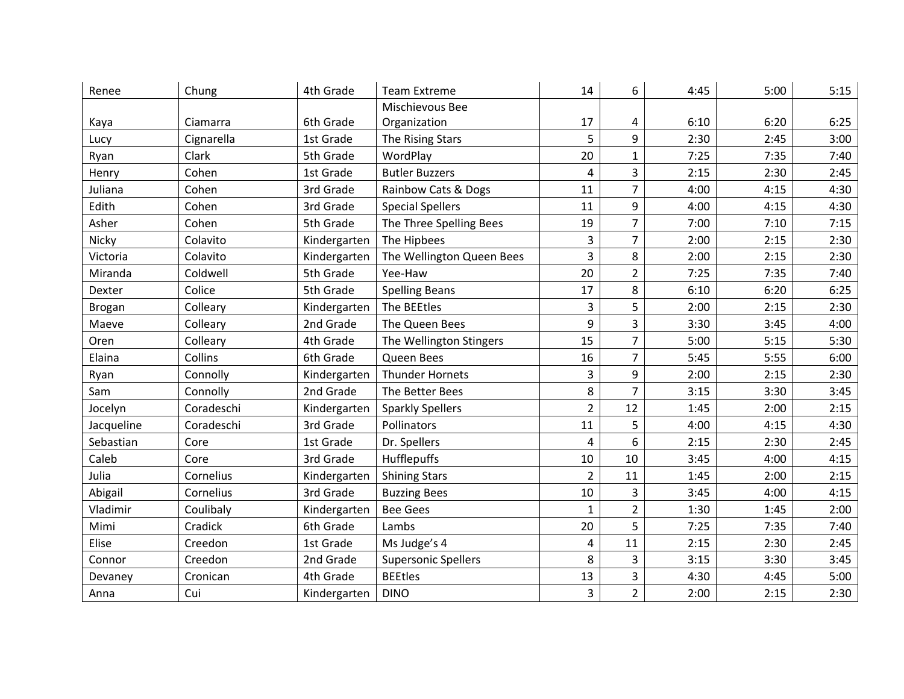| | | | | | | | | |
|---|---|---|---|---|---|---|---|---|
| Renee | Chung | 4th Grade | Team Extreme | 14 | 6 | 4:45 | 5:00 | 5:15 |
| Kaya | Ciamarra | 6th Grade | Mischievous Bee Organization | 17 | 4 | 6:10 | 6:20 | 6:25 |
| Lucy | Cignarella | 1st Grade | The Rising Stars | 5 | 9 | 2:30 | 2:45 | 3:00 |
| Ryan | Clark | 5th Grade | WordPlay | 20 | 1 | 7:25 | 7:35 | 7:40 |
| Henry | Cohen | 1st Grade | Butler Buzzers | 4 | 3 | 2:15 | 2:30 | 2:45 |
| Juliana | Cohen | 3rd Grade | Rainbow Cats & Dogs | 11 | 7 | 4:00 | 4:15 | 4:30 |
| Edith | Cohen | 3rd Grade | Special Spellers | 11 | 9 | 4:00 | 4:15 | 4:30 |
| Asher | Cohen | 5th Grade | The Three Spelling Bees | 19 | 7 | 7:00 | 7:10 | 7:15 |
| Nicky | Colavito | Kindergarten | The Hipbees | 3 | 7 | 2:00 | 2:15 | 2:30 |
| Victoria | Colavito | Kindergarten | The Wellington Queen Bees | 3 | 8 | 2:00 | 2:15 | 2:30 |
| Miranda | Coldwell | 5th Grade | Yee-Haw | 20 | 2 | 7:25 | 7:35 | 7:40 |
| Dexter | Colice | 5th Grade | Spelling Beans | 17 | 8 | 6:10 | 6:20 | 6:25 |
| Brogan | Colleary | Kindergarten | The BEEtles | 3 | 5 | 2:00 | 2:15 | 2:30 |
| Maeve | Colleary | 2nd Grade | The Queen Bees | 9 | 3 | 3:30 | 3:45 | 4:00 |
| Oren | Colleary | 4th Grade | The Wellington Stingers | 15 | 7 | 5:00 | 5:15 | 5:30 |
| Elaina | Collins | 6th Grade | Queen Bees | 16 | 7 | 5:45 | 5:55 | 6:00 |
| Ryan | Connolly | Kindergarten | Thunder Hornets | 3 | 9 | 2:00 | 2:15 | 2:30 |
| Sam | Connolly | 2nd Grade | The Better Bees | 8 | 7 | 3:15 | 3:30 | 3:45 |
| Jocelyn | Coradeschi | Kindergarten | Sparkly Spellers | 2 | 12 | 1:45 | 2:00 | 2:15 |
| Jacqueline | Coradeschi | 3rd Grade | Pollinators | 11 | 5 | 4:00 | 4:15 | 4:30 |
| Sebastian | Core | 1st Grade | Dr. Spellers | 4 | 6 | 2:15 | 2:30 | 2:45 |
| Caleb | Core | 3rd Grade | Hufflepuffs | 10 | 10 | 3:45 | 4:00 | 4:15 |
| Julia | Cornelius | Kindergarten | Shining Stars | 2 | 11 | 1:45 | 2:00 | 2:15 |
| Abigail | Cornelius | 3rd Grade | Buzzing Bees | 10 | 3 | 3:45 | 4:00 | 4:15 |
| Vladimir | Coulibaly | Kindergarten | Bee Gees | 1 | 2 | 1:30 | 1:45 | 2:00 |
| Mimi | Cradick | 6th Grade | Lambs | 20 | 5 | 7:25 | 7:35 | 7:40 |
| Elise | Creedon | 1st Grade | Ms Judge's 4 | 4 | 11 | 2:15 | 2:30 | 2:45 |
| Connor | Creedon | 2nd Grade | Supersonic Spellers | 8 | 3 | 3:15 | 3:30 | 3:45 |
| Devaney | Cronican | 4th Grade | BEEtles | 13 | 3 | 4:30 | 4:45 | 5:00 |
| Anna | Cui | Kindergarten | DINO | 3 | 2 | 2:00 | 2:15 | 2:30 |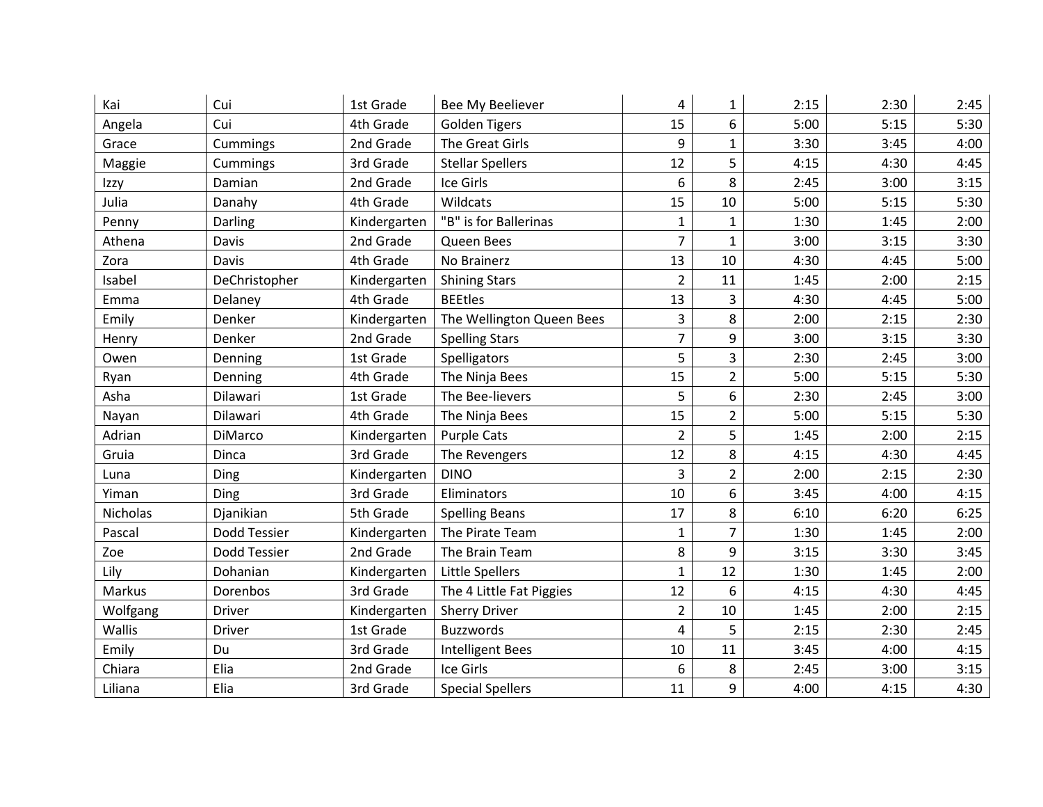| | | | | | | | | |
|---|---|---|---|---|---|---|---|---|
| Kai | Cui | 1st Grade | Bee My Beeliever | 4 | 1 | 2:15 | 2:30 | 2:45 |
| Angela | Cui | 4th Grade | Golden Tigers | 15 | 6 | 5:00 | 5:15 | 5:30 |
| Grace | Cummings | 2nd Grade | The Great Girls | 9 | 1 | 3:30 | 3:45 | 4:00 |
| Maggie | Cummings | 3rd Grade | Stellar Spellers | 12 | 5 | 4:15 | 4:30 | 4:45 |
| Izzy | Damian | 2nd Grade | Ice Girls | 6 | 8 | 2:45 | 3:00 | 3:15 |
| Julia | Danahy | 4th Grade | Wildcats | 15 | 10 | 5:00 | 5:15 | 5:30 |
| Penny | Darling | Kindergarten | "B" is for Ballerinas | 1 | 1 | 1:30 | 1:45 | 2:00 |
| Athena | Davis | 2nd Grade | Queen Bees | 7 | 1 | 3:00 | 3:15 | 3:30 |
| Zora | Davis | 4th Grade | No Brainerz | 13 | 10 | 4:30 | 4:45 | 5:00 |
| Isabel | DeChristopher | Kindergarten | Shining Stars | 2 | 11 | 1:45 | 2:00 | 2:15 |
| Emma | Delaney | 4th Grade | BEEtles | 13 | 3 | 4:30 | 4:45 | 5:00 |
| Emily | Denker | Kindergarten | The Wellington Queen Bees | 3 | 8 | 2:00 | 2:15 | 2:30 |
| Henry | Denker | 2nd Grade | Spelling Stars | 7 | 9 | 3:00 | 3:15 | 3:30 |
| Owen | Denning | 1st Grade | Spelligators | 5 | 3 | 2:30 | 2:45 | 3:00 |
| Ryan | Denning | 4th Grade | The Ninja Bees | 15 | 2 | 5:00 | 5:15 | 5:30 |
| Asha | Dilawari | 1st Grade | The Bee-lievers | 5 | 6 | 2:30 | 2:45 | 3:00 |
| Nayan | Dilawari | 4th Grade | The Ninja Bees | 15 | 2 | 5:00 | 5:15 | 5:30 |
| Adrian | DiMarco | Kindergarten | Purple Cats | 2 | 5 | 1:45 | 2:00 | 2:15 |
| Gruia | Dinca | 3rd Grade | The Revengers | 12 | 8 | 4:15 | 4:30 | 4:45 |
| Luna | Ding | Kindergarten | DINO | 3 | 2 | 2:00 | 2:15 | 2:30 |
| Yiman | Ding | 3rd Grade | Eliminators | 10 | 6 | 3:45 | 4:00 | 4:15 |
| Nicholas | Djanikian | 5th Grade | Spelling Beans | 17 | 8 | 6:10 | 6:20 | 6:25 |
| Pascal | Dodd Tessier | Kindergarten | The Pirate Team | 1 | 7 | 1:30 | 1:45 | 2:00 |
| Zoe | Dodd Tessier | 2nd Grade | The Brain Team | 8 | 9 | 3:15 | 3:30 | 3:45 |
| Lily | Dohanian | Kindergarten | Little Spellers | 1 | 12 | 1:30 | 1:45 | 2:00 |
| Markus | Dorenbos | 3rd Grade | The 4 Little Fat Piggies | 12 | 6 | 4:15 | 4:30 | 4:45 |
| Wolfgang | Driver | Kindergarten | Sherry Driver | 2 | 10 | 1:45 | 2:00 | 2:15 |
| Wallis | Driver | 1st Grade | Buzzwords | 4 | 5 | 2:15 | 2:30 | 2:45 |
| Emily | Du | 3rd Grade | Intelligent Bees | 10 | 11 | 3:45 | 4:00 | 4:15 |
| Chiara | Elia | 2nd Grade | Ice Girls | 6 | 8 | 2:45 | 3:00 | 3:15 |
| Liliana | Elia | 3rd Grade | Special Spellers | 11 | 9 | 4:00 | 4:15 | 4:30 |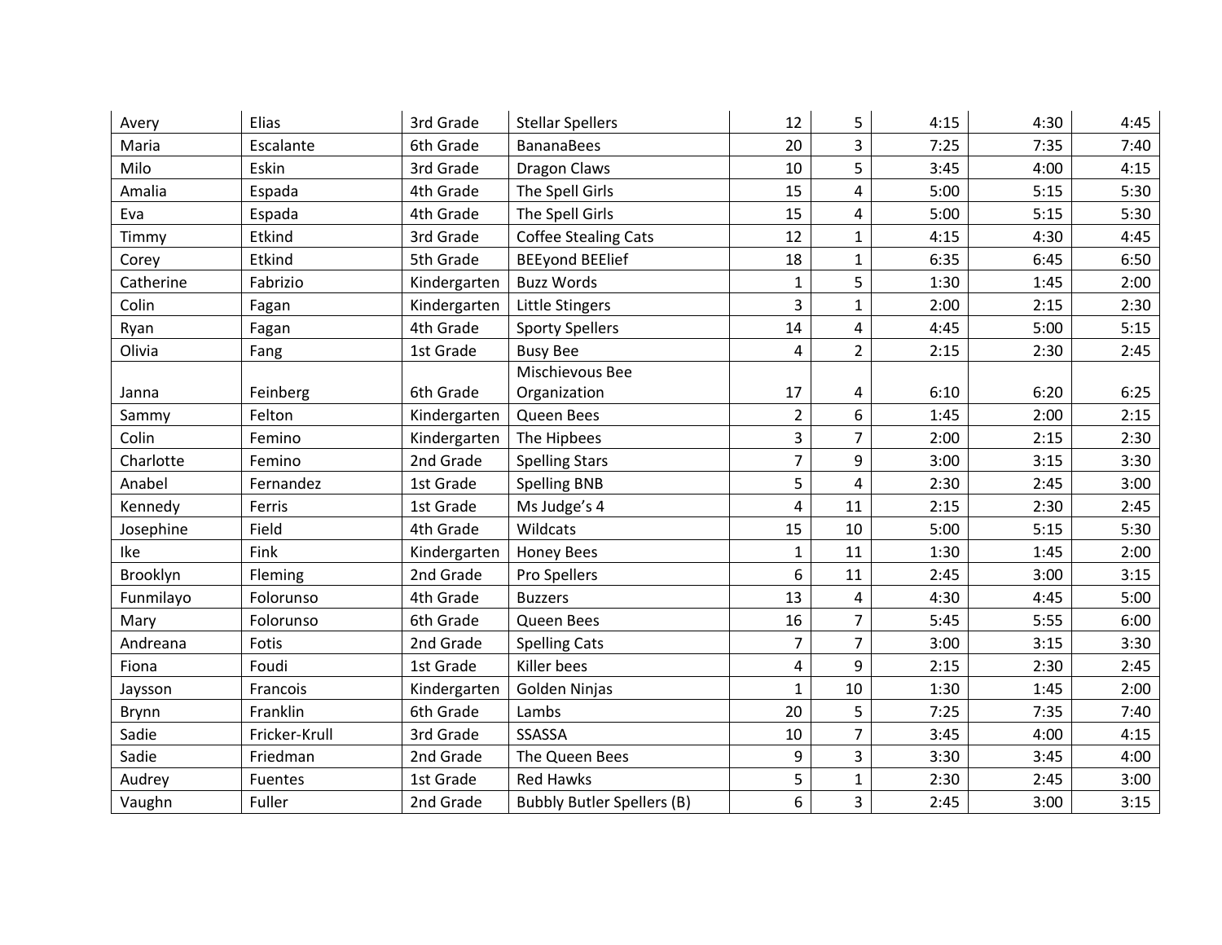| | | | | | | | | |
|---|---|---|---|---|---|---|---|---|
| Avery | Elias | 3rd Grade | Stellar Spellers | 12 | 5 | 4:15 | 4:30 | 4:45 |
| Maria | Escalante | 6th Grade | BananaBees | 20 | 3 | 7:25 | 7:35 | 7:40 |
| Milo | Eskin | 3rd Grade | Dragon Claws | 10 | 5 | 3:45 | 4:00 | 4:15 |
| Amalia | Espada | 4th Grade | The Spell Girls | 15 | 4 | 5:00 | 5:15 | 5:30 |
| Eva | Espada | 4th Grade | The Spell Girls | 15 | 4 | 5:00 | 5:15 | 5:30 |
| Timmy | Etkind | 3rd Grade | Coffee Stealing Cats | 12 | 1 | 4:15 | 4:30 | 4:45 |
| Corey | Etkind | 5th Grade | BEEyond BEElief | 18 | 1 | 6:35 | 6:45 | 6:50 |
| Catherine | Fabrizio | Kindergarten | Buzz Words | 1 | 5 | 1:30 | 1:45 | 2:00 |
| Colin | Fagan | Kindergarten | Little Stingers | 3 | 1 | 2:00 | 2:15 | 2:30 |
| Ryan | Fagan | 4th Grade | Sporty Spellers | 14 | 4 | 4:45 | 5:00 | 5:15 |
| Olivia | Fang | 1st Grade | Busy Bee | 4 | 2 | 2:15 | 2:30 | 2:45 |
| Janna | Feinberg | 6th Grade | Mischievous Bee Organization | 17 | 4 | 6:10 | 6:20 | 6:25 |
| Sammy | Felton | Kindergarten | Queen Bees | 2 | 6 | 1:45 | 2:00 | 2:15 |
| Colin | Femino | Kindergarten | The Hipbees | 3 | 7 | 2:00 | 2:15 | 2:30 |
| Charlotte | Femino | 2nd Grade | Spelling Stars | 7 | 9 | 3:00 | 3:15 | 3:30 |
| Anabel | Fernandez | 1st Grade | Spelling BNB | 5 | 4 | 2:30 | 2:45 | 3:00 |
| Kennedy | Ferris | 1st Grade | Ms Judge's 4 | 4 | 11 | 2:15 | 2:30 | 2:45 |
| Josephine | Field | 4th Grade | Wildcats | 15 | 10 | 5:00 | 5:15 | 5:30 |
| Ike | Fink | Kindergarten | Honey Bees | 1 | 11 | 1:30 | 1:45 | 2:00 |
| Brooklyn | Fleming | 2nd Grade | Pro Spellers | 6 | 11 | 2:45 | 3:00 | 3:15 |
| Funmilayo | Folorunso | 4th Grade | Buzzers | 13 | 4 | 4:30 | 4:45 | 5:00 |
| Mary | Folorunso | 6th Grade | Queen Bees | 16 | 7 | 5:45 | 5:55 | 6:00 |
| Andreana | Fotis | 2nd Grade | Spelling Cats | 7 | 7 | 3:00 | 3:15 | 3:30 |
| Fiona | Foudi | 1st Grade | Killer bees | 4 | 9 | 2:15 | 2:30 | 2:45 |
| Jaysson | Francois | Kindergarten | Golden Ninjas | 1 | 10 | 1:30 | 1:45 | 2:00 |
| Brynn | Franklin | 6th Grade | Lambs | 20 | 5 | 7:25 | 7:35 | 7:40 |
| Sadie | Fricker-Krull | 3rd Grade | SSASSA | 10 | 7 | 3:45 | 4:00 | 4:15 |
| Sadie | Friedman | 2nd Grade | The Queen Bees | 9 | 3 | 3:30 | 3:45 | 4:00 |
| Audrey | Fuentes | 1st Grade | Red Hawks | 5 | 1 | 2:30 | 2:45 | 3:00 |
| Vaughn | Fuller | 2nd Grade | Bubbly Butler Spellers (B) | 6 | 3 | 2:45 | 3:00 | 3:15 |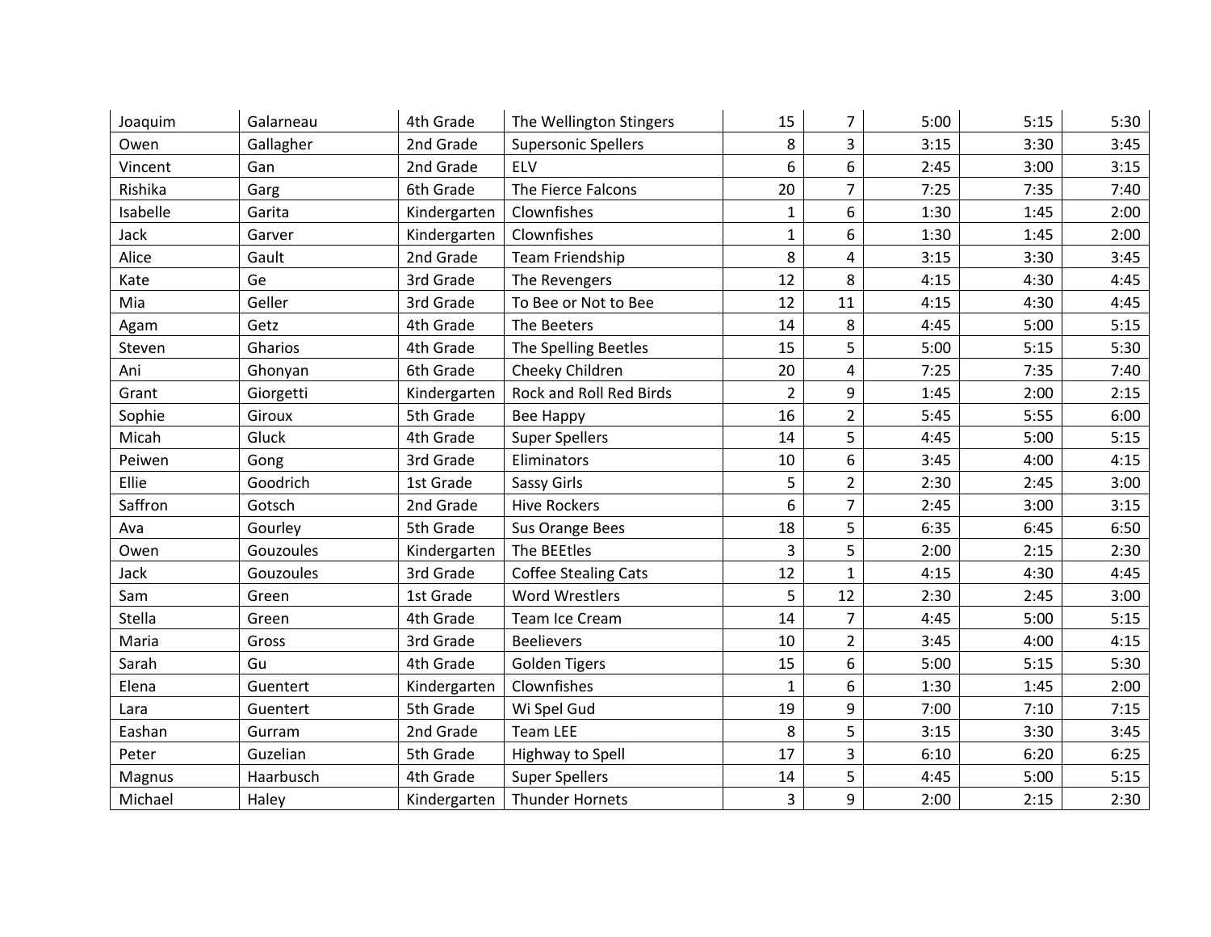| Joaquim | Galarneau | 4th Grade | The Wellington Stingers | 15 | 7 | 5:00 | 5:15 | 5:30 |
|---|---|---|---|---|---|---|---|---|
| Owen | Gallagher | 2nd Grade | Supersonic Spellers | 8 | 3 | 3:15 | 3:30 | 3:45 |
| Vincent | Gan | 2nd Grade | ELV | 6 | 6 | 2:45 | 3:00 | 3:15 |
| Rishika | Garg | 6th Grade | The Fierce Falcons | 20 | 7 | 7:25 | 7:35 | 7:40 |
| Isabelle | Garita | Kindergarten | Clownfishes | 1 | 6 | 1:30 | 1:45 | 2:00 |
| Jack | Garver | Kindergarten | Clownfishes | 1 | 6 | 1:30 | 1:45 | 2:00 |
| Alice | Gault | 2nd Grade | Team Friendship | 8 | 4 | 3:15 | 3:30 | 3:45 |
| Kate | Ge | 3rd Grade | The Revengers | 12 | 8 | 4:15 | 4:30 | 4:45 |
| Mia | Geller | 3rd Grade | To Bee or Not to Bee | 12 | 11 | 4:15 | 4:30 | 4:45 |
| Agam | Getz | 4th Grade | The Beeters | 14 | 8 | 4:45 | 5:00 | 5:15 |
| Steven | Gharios | 4th Grade | The Spelling Beetles | 15 | 5 | 5:00 | 5:15 | 5:30 |
| Ani | Ghonyan | 6th Grade | Cheeky Children | 20 | 4 | 7:25 | 7:35 | 7:40 |
| Grant | Giorgetti | Kindergarten | Rock and Roll Red Birds | 2 | 9 | 1:45 | 2:00 | 2:15 |
| Sophie | Giroux | 5th Grade | Bee Happy | 16 | 2 | 5:45 | 5:55 | 6:00 |
| Micah | Gluck | 4th Grade | Super Spellers | 14 | 5 | 4:45 | 5:00 | 5:15 |
| Peiwen | Gong | 3rd Grade | Eliminators | 10 | 6 | 3:45 | 4:00 | 4:15 |
| Ellie | Goodrich | 1st Grade | Sassy Girls | 5 | 2 | 2:30 | 2:45 | 3:00 |
| Saffron | Gotsch | 2nd Grade | Hive Rockers | 6 | 7 | 2:45 | 3:00 | 3:15 |
| Ava | Gourley | 5th Grade | Sus Orange Bees | 18 | 5 | 6:35 | 6:45 | 6:50 |
| Owen | Gouzoules | Kindergarten | The BEEtles | 3 | 5 | 2:00 | 2:15 | 2:30 |
| Jack | Gouzoules | 3rd Grade | Coffee Stealing Cats | 12 | 1 | 4:15 | 4:30 | 4:45 |
| Sam | Green | 1st Grade | Word Wrestlers | 5 | 12 | 2:30 | 2:45 | 3:00 |
| Stella | Green | 4th Grade | Team Ice Cream | 14 | 7 | 4:45 | 5:00 | 5:15 |
| Maria | Gross | 3rd Grade | Beelievers | 10 | 2 | 3:45 | 4:00 | 4:15 |
| Sarah | Gu | 4th Grade | Golden Tigers | 15 | 6 | 5:00 | 5:15 | 5:30 |
| Elena | Guentert | Kindergarten | Clownfishes | 1 | 6 | 1:30 | 1:45 | 2:00 |
| Lara | Guentert | 5th Grade | Wi Spel Gud | 19 | 9 | 7:00 | 7:10 | 7:15 |
| Eashan | Gurram | 2nd Grade | Team LEE | 8 | 5 | 3:15 | 3:30 | 3:45 |
| Peter | Guzelian | 5th Grade | Highway to Spell | 17 | 3 | 6:10 | 6:20 | 6:25 |
| Magnus | Haarbusch | 4th Grade | Super Spellers | 14 | 5 | 4:45 | 5:00 | 5:15 |
| Michael | Haley | Kindergarten | Thunder Hornets | 3 | 9 | 2:00 | 2:15 | 2:30 |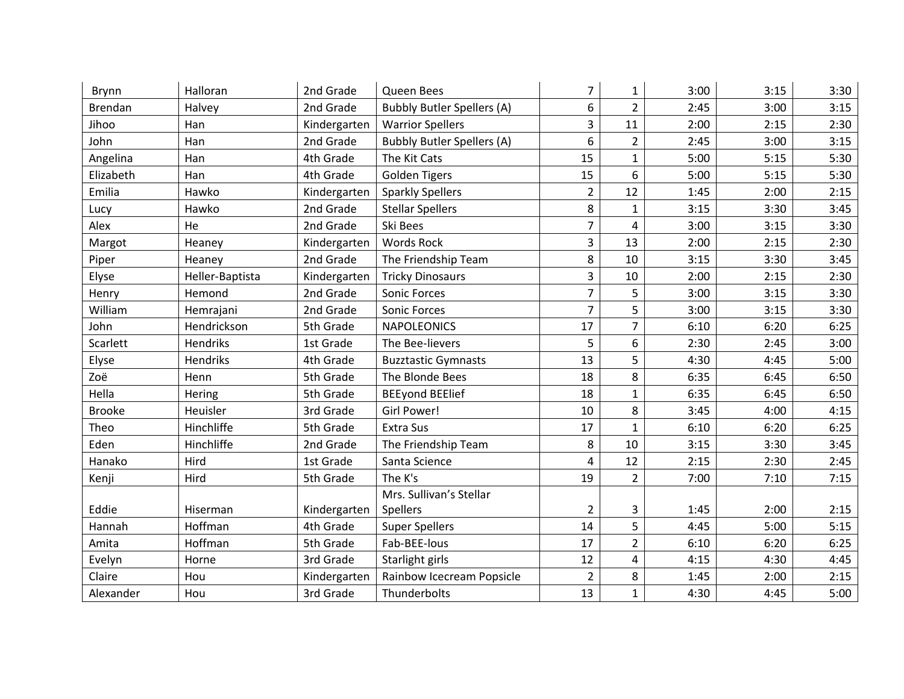| Brynn | Halloran | 2nd Grade | Queen Bees | 7 | 1 | 3:00 | 3:15 | 3:30 |
|---|---|---|---|---|---|---|---|---|
| Brendan | Halvey | 2nd Grade | Bubbly Butler Spellers (A) | 6 | 2 | 2:45 | 3:00 | 3:15 |
| Jihoo | Han | Kindergarten | Warrior Spellers | 3 | 11 | 2:00 | 2:15 | 2:30 |
| John | Han | 2nd Grade | Bubbly Butler Spellers (A) | 6 | 2 | 2:45 | 3:00 | 3:15 |
| Angelina | Han | 4th Grade | The Kit Cats | 15 | 1 | 5:00 | 5:15 | 5:30 |
| Elizabeth | Han | 4th Grade | Golden Tigers | 15 | 6 | 5:00 | 5:15 | 5:30 |
| Emilia | Hawko | Kindergarten | Sparkly Spellers | 2 | 12 | 1:45 | 2:00 | 2:15 |
| Lucy | Hawko | 2nd Grade | Stellar Spellers | 8 | 1 | 3:15 | 3:30 | 3:45 |
| Alex | He | 2nd Grade | Ski Bees | 7 | 4 | 3:00 | 3:15 | 3:30 |
| Margot | Heaney | Kindergarten | Words Rock | 3 | 13 | 2:00 | 2:15 | 2:30 |
| Piper | Heaney | 2nd Grade | The Friendship Team | 8 | 10 | 3:15 | 3:30 | 3:45 |
| Elyse | Heller-Baptista | Kindergarten | Tricky Dinosaurs | 3 | 10 | 2:00 | 2:15 | 2:30 |
| Henry | Hemond | 2nd Grade | Sonic Forces | 7 | 5 | 3:00 | 3:15 | 3:30 |
| William | Hemrajani | 2nd Grade | Sonic Forces | 7 | 5 | 3:00 | 3:15 | 3:30 |
| John | Hendrickson | 5th Grade | NAPOLEONICS | 17 | 7 | 6:10 | 6:20 | 6:25 |
| Scarlett | Hendriks | 1st Grade | The Bee-lievers | 5 | 6 | 2:30 | 2:45 | 3:00 |
| Elyse | Hendriks | 4th Grade | Buzztastic Gymnasts | 13 | 5 | 4:30 | 4:45 | 5:00 |
| Zoë | Henn | 5th Grade | The Blonde Bees | 18 | 8 | 6:35 | 6:45 | 6:50 |
| Hella | Hering | 5th Grade | BEEyond BEElief | 18 | 1 | 6:35 | 6:45 | 6:50 |
| Brooke | Heuisler | 3rd Grade | Girl Power! | 10 | 8 | 3:45 | 4:00 | 4:15 |
| Theo | Hinchliffe | 5th Grade | Extra Sus | 17 | 1 | 6:10 | 6:20 | 6:25 |
| Eden | Hinchliffe | 2nd Grade | The Friendship Team | 8 | 10 | 3:15 | 3:30 | 3:45 |
| Hanako | Hird | 1st Grade | Santa Science | 4 | 12 | 2:15 | 2:30 | 2:45 |
| Kenji | Hird | 5th Grade | The K's | 19 | 2 | 7:00 | 7:10 | 7:15 |
| Eddie | Hiserman | Kindergarten | Mrs. Sullivan's Stellar Spellers | 2 | 3 | 1:45 | 2:00 | 2:15 |
| Hannah | Hoffman | 4th Grade | Super Spellers | 14 | 5 | 4:45 | 5:00 | 5:15 |
| Amita | Hoffman | 5th Grade | Fab-BEE-lous | 17 | 2 | 6:10 | 6:20 | 6:25 |
| Evelyn | Horne | 3rd Grade | Starlight girls | 12 | 4 | 4:15 | 4:30 | 4:45 |
| Claire | Hou | Kindergarten | Rainbow Icecream Popsicle | 2 | 8 | 1:45 | 2:00 | 2:15 |
| Alexander | Hou | 3rd Grade | Thunderbolts | 13 | 1 | 4:30 | 4:45 | 5:00 |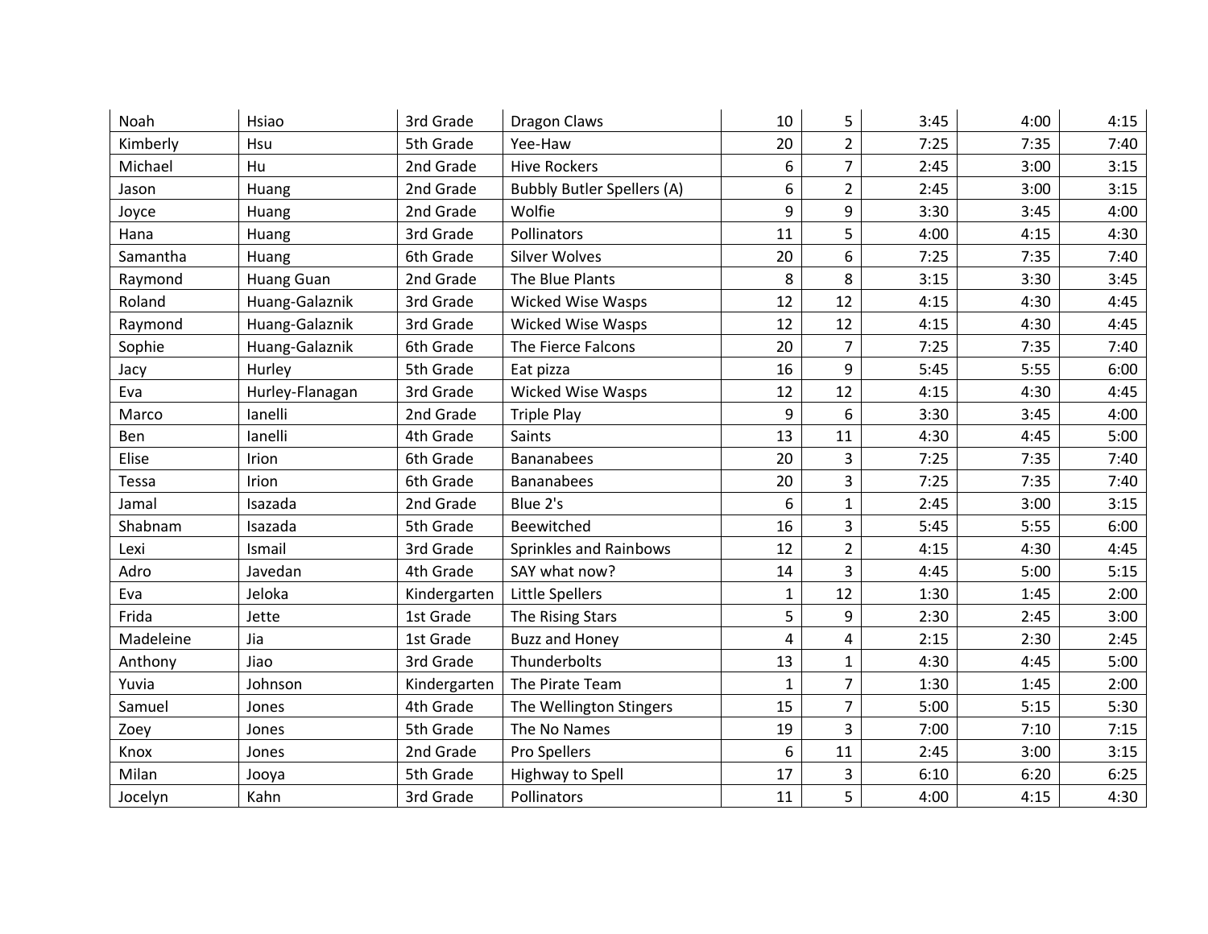| | | | | | | | | |
|---|---|---|---|---|---|---|---|---|
| Noah | Hsiao | 3rd Grade | Dragon Claws | 10 | 5 | 3:45 | 4:00 | 4:15 |
| Kimberly | Hsu | 5th Grade | Yee-Haw | 20 | 2 | 7:25 | 7:35 | 7:40 |
| Michael | Hu | 2nd Grade | Hive Rockers | 6 | 7 | 2:45 | 3:00 | 3:15 |
| Jason | Huang | 2nd Grade | Bubbly Butler Spellers (A) | 6 | 2 | 2:45 | 3:00 | 3:15 |
| Joyce | Huang | 2nd Grade | Wolfie | 9 | 9 | 3:30 | 3:45 | 4:00 |
| Hana | Huang | 3rd Grade | Pollinators | 11 | 5 | 4:00 | 4:15 | 4:30 |
| Samantha | Huang | 6th Grade | Silver Wolves | 20 | 6 | 7:25 | 7:35 | 7:40 |
| Raymond | Huang Guan | 2nd Grade | The Blue Plants | 8 | 8 | 3:15 | 3:30 | 3:45 |
| Roland | Huang-Galaznik | 3rd Grade | Wicked Wise Wasps | 12 | 12 | 4:15 | 4:30 | 4:45 |
| Raymond | Huang-Galaznik | 3rd Grade | Wicked Wise Wasps | 12 | 12 | 4:15 | 4:30 | 4:45 |
| Sophie | Huang-Galaznik | 6th Grade | The Fierce Falcons | 20 | 7 | 7:25 | 7:35 | 7:40 |
| Jacy | Hurley | 5th Grade | Eat pizza | 16 | 9 | 5:45 | 5:55 | 6:00 |
| Eva | Hurley-Flanagan | 3rd Grade | Wicked Wise Wasps | 12 | 12 | 4:15 | 4:30 | 4:45 |
| Marco | Ianelli | 2nd Grade | Triple Play | 9 | 6 | 3:30 | 3:45 | 4:00 |
| Ben | Ianelli | 4th Grade | Saints | 13 | 11 | 4:30 | 4:45 | 5:00 |
| Elise | Irion | 6th Grade | Bananabees | 20 | 3 | 7:25 | 7:35 | 7:40 |
| Tessa | Irion | 6th Grade | Bananabees | 20 | 3 | 7:25 | 7:35 | 7:40 |
| Jamal | Isazada | 2nd Grade | Blue 2's | 6 | 1 | 2:45 | 3:00 | 3:15 |
| Shabnam | Isazada | 5th Grade | Beewitched | 16 | 3 | 5:45 | 5:55 | 6:00 |
| Lexi | Ismail | 3rd Grade | Sprinkles and Rainbows | 12 | 2 | 4:15 | 4:30 | 4:45 |
| Adro | Javedan | 4th Grade | SAY what now? | 14 | 3 | 4:45 | 5:00 | 5:15 |
| Eva | Jeloka | Kindergarten | Little Spellers | 1 | 12 | 1:30 | 1:45 | 2:00 |
| Frida | Jette | 1st Grade | The Rising Stars | 5 | 9 | 2:30 | 2:45 | 3:00 |
| Madeleine | Jia | 1st Grade | Buzz and Honey | 4 | 4 | 2:15 | 2:30 | 2:45 |
| Anthony | Jiao | 3rd Grade | Thunderbolts | 13 | 1 | 4:30 | 4:45 | 5:00 |
| Yuvia | Johnson | Kindergarten | The Pirate Team | 1 | 7 | 1:30 | 1:45 | 2:00 |
| Samuel | Jones | 4th Grade | The Wellington Stingers | 15 | 7 | 5:00 | 5:15 | 5:30 |
| Zoey | Jones | 5th Grade | The No Names | 19 | 3 | 7:00 | 7:10 | 7:15 |
| Knox | Jones | 2nd Grade | Pro Spellers | 6 | 11 | 2:45 | 3:00 | 3:15 |
| Milan | Jooya | 5th Grade | Highway to Spell | 17 | 3 | 6:10 | 6:20 | 6:25 |
| Jocelyn | Kahn | 3rd Grade | Pollinators | 11 | 5 | 4:00 | 4:15 | 4:30 |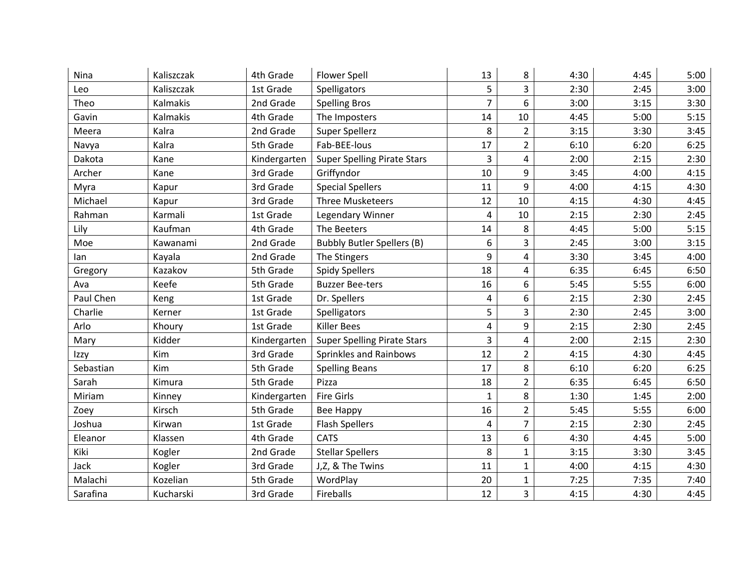| | | | | | | | | |
|---|---|---|---|---|---|---|---|---|
| Nina | Kaliszczak | 4th Grade | Flower Spell | 13 | 8 | 4:30 | 4:45 | 5:00 |
| Leo | Kaliszczak | 1st Grade | Spelligators | 5 | 3 | 2:30 | 2:45 | 3:00 |
| Theo | Kalmakis | 2nd Grade | Spelling Bros | 7 | 6 | 3:00 | 3:15 | 3:30 |
| Gavin | Kalmakis | 4th Grade | The Imposters | 14 | 10 | 4:45 | 5:00 | 5:15 |
| Meera | Kalra | 2nd Grade | Super Spellerz | 8 | 2 | 3:15 | 3:30 | 3:45 |
| Navya | Kalra | 5th Grade | Fab-BEE-lous | 17 | 2 | 6:10 | 6:20 | 6:25 |
| Dakota | Kane | Kindergarten | Super Spelling Pirate Stars | 3 | 4 | 2:00 | 2:15 | 2:30 |
| Archer | Kane | 3rd Grade | Griffyndor | 10 | 9 | 3:45 | 4:00 | 4:15 |
| Myra | Kapur | 3rd Grade | Special Spellers | 11 | 9 | 4:00 | 4:15 | 4:30 |
| Michael | Kapur | 3rd Grade | Three Musketeers | 12 | 10 | 4:15 | 4:30 | 4:45 |
| Rahman | Karmali | 1st Grade | Legendary Winner | 4 | 10 | 2:15 | 2:30 | 2:45 |
| Lily | Kaufman | 4th Grade | The Beeters | 14 | 8 | 4:45 | 5:00 | 5:15 |
| Moe | Kawanami | 2nd Grade | Bubbly Butler Spellers (B) | 6 | 3 | 2:45 | 3:00 | 3:15 |
| Ian | Kayala | 2nd Grade | The Stingers | 9 | 4 | 3:30 | 3:45 | 4:00 |
| Gregory | Kazakov | 5th Grade | Spidy Spellers | 18 | 4 | 6:35 | 6:45 | 6:50 |
| Ava | Keefe | 5th Grade | Buzzer Bee-ters | 16 | 6 | 5:45 | 5:55 | 6:00 |
| Paul Chen | Keng | 1st Grade | Dr. Spellers | 4 | 6 | 2:15 | 2:30 | 2:45 |
| Charlie | Kerner | 1st Grade | Spelligators | 5 | 3 | 2:30 | 2:45 | 3:00 |
| Arlo | Khoury | 1st Grade | Killer Bees | 4 | 9 | 2:15 | 2:30 | 2:45 |
| Mary | Kidder | Kindergarten | Super Spelling Pirate Stars | 3 | 4 | 2:00 | 2:15 | 2:30 |
| Izzy | Kim | 3rd Grade | Sprinkles and Rainbows | 12 | 2 | 4:15 | 4:30 | 4:45 |
| Sebastian | Kim | 5th Grade | Spelling Beans | 17 | 8 | 6:10 | 6:20 | 6:25 |
| Sarah | Kimura | 5th Grade | Pizza | 18 | 2 | 6:35 | 6:45 | 6:50 |
| Miriam | Kinney | Kindergarten | Fire Girls | 1 | 8 | 1:30 | 1:45 | 2:00 |
| Zoey | Kirsch | 5th Grade | Bee Happy | 16 | 2 | 5:45 | 5:55 | 6:00 |
| Joshua | Kirwan | 1st Grade | Flash Spellers | 4 | 7 | 2:15 | 2:30 | 2:45 |
| Eleanor | Klassen | 4th Grade | CATS | 13 | 6 | 4:30 | 4:45 | 5:00 |
| Kiki | Kogler | 2nd Grade | Stellar Spellers | 8 | 1 | 3:15 | 3:30 | 3:45 |
| Jack | Kogler | 3rd Grade | J,Z, & The Twins | 11 | 1 | 4:00 | 4:15 | 4:30 |
| Malachi | Kozelian | 5th Grade | WordPlay | 20 | 1 | 7:25 | 7:35 | 7:40 |
| Sarafina | Kucharski | 3rd Grade | Fireballs | 12 | 3 | 4:15 | 4:30 | 4:45 |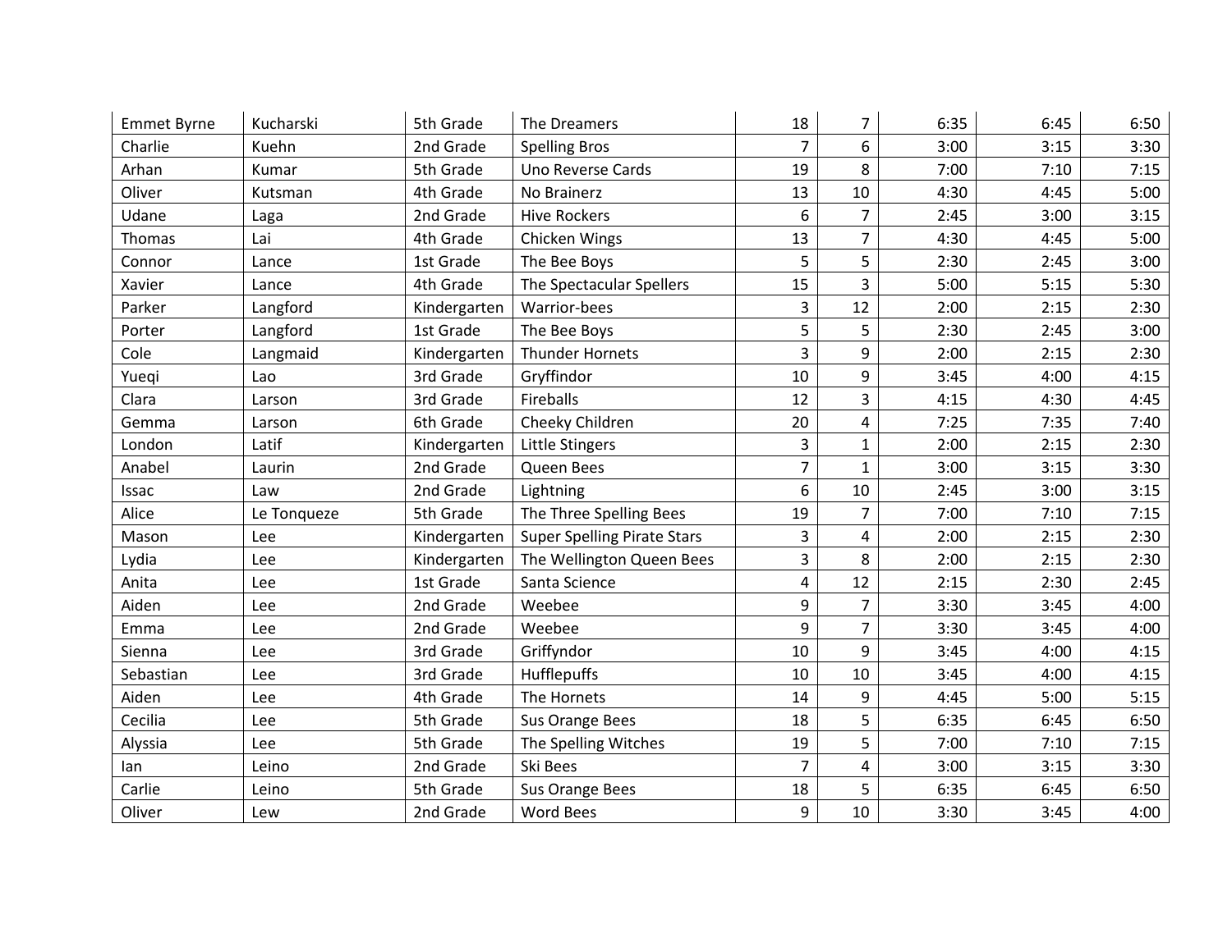| | | | | | | | | |
|---|---|---|---|---|---|---|---|---|
| Emmet Byrne | Kucharski | 5th Grade | The Dreamers | 18 | 7 | 6:35 | 6:45 | 6:50 |
| Charlie | Kuehn | 2nd Grade | Spelling Bros | 7 | 6 | 3:00 | 3:15 | 3:30 |
| Arhan | Kumar | 5th Grade | Uno Reverse Cards | 19 | 8 | 7:00 | 7:10 | 7:15 |
| Oliver | Kutsman | 4th Grade | No Brainerz | 13 | 10 | 4:30 | 4:45 | 5:00 |
| Udane | Laga | 2nd Grade | Hive Rockers | 6 | 7 | 2:45 | 3:00 | 3:15 |
| Thomas | Lai | 4th Grade | Chicken Wings | 13 | 7 | 4:30 | 4:45 | 5:00 |
| Connor | Lance | 1st Grade | The Bee Boys | 5 | 5 | 2:30 | 2:45 | 3:00 |
| Xavier | Lance | 4th Grade | The Spectacular Spellers | 15 | 3 | 5:00 | 5:15 | 5:30 |
| Parker | Langford | Kindergarten | Warrior-bees | 3 | 12 | 2:00 | 2:15 | 2:30 |
| Porter | Langford | 1st Grade | The Bee Boys | 5 | 5 | 2:30 | 2:45 | 3:00 |
| Cole | Langmaid | Kindergarten | Thunder Hornets | 3 | 9 | 2:00 | 2:15 | 2:30 |
| Yueqi | Lao | 3rd Grade | Gryffindor | 10 | 9 | 3:45 | 4:00 | 4:15 |
| Clara | Larson | 3rd Grade | Fireballs | 12 | 3 | 4:15 | 4:30 | 4:45 |
| Gemma | Larson | 6th Grade | Cheeky Children | 20 | 4 | 7:25 | 7:35 | 7:40 |
| London | Latif | Kindergarten | Little Stingers | 3 | 1 | 2:00 | 2:15 | 2:30 |
| Anabel | Laurin | 2nd Grade | Queen Bees | 7 | 1 | 3:00 | 3:15 | 3:30 |
| Issac | Law | 2nd Grade | Lightning | 6 | 10 | 2:45 | 3:00 | 3:15 |
| Alice | Le Tonqueze | 5th Grade | The Three Spelling Bees | 19 | 7 | 7:00 | 7:10 | 7:15 |
| Mason | Lee | Kindergarten | Super Spelling Pirate Stars | 3 | 4 | 2:00 | 2:15 | 2:30 |
| Lydia | Lee | Kindergarten | The Wellington Queen Bees | 3 | 8 | 2:00 | 2:15 | 2:30 |
| Anita | Lee | 1st Grade | Santa Science | 4 | 12 | 2:15 | 2:30 | 2:45 |
| Aiden | Lee | 2nd Grade | Weebee | 9 | 7 | 3:30 | 3:45 | 4:00 |
| Emma | Lee | 2nd Grade | Weebee | 9 | 7 | 3:30 | 3:45 | 4:00 |
| Sienna | Lee | 3rd Grade | Griffyndor | 10 | 9 | 3:45 | 4:00 | 4:15 |
| Sebastian | Lee | 3rd Grade | Hufflepuffs | 10 | 10 | 3:45 | 4:00 | 4:15 |
| Aiden | Lee | 4th Grade | The Hornets | 14 | 9 | 4:45 | 5:00 | 5:15 |
| Cecilia | Lee | 5th Grade | Sus Orange Bees | 18 | 5 | 6:35 | 6:45 | 6:50 |
| Alyssia | Lee | 5th Grade | The Spelling Witches | 19 | 5 | 7:00 | 7:10 | 7:15 |
| Ian | Leino | 2nd Grade | Ski Bees | 7 | 4 | 3:00 | 3:15 | 3:30 |
| Carlie | Leino | 5th Grade | Sus Orange Bees | 18 | 5 | 6:35 | 6:45 | 6:50 |
| Oliver | Lew | 2nd Grade | Word Bees | 9 | 10 | 3:30 | 3:45 | 4:00 |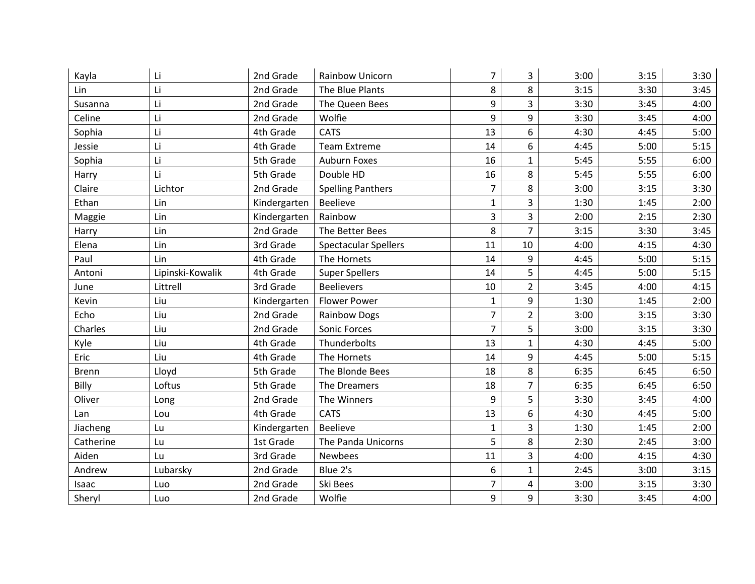| Kayla | Li | 2nd Grade | Rainbow Unicorn | 7 | 3 | 3:00 | 3:15 | 3:30 |
|---|---|---|---|---|---|---|---|---|
| Lin | Li | 2nd Grade | The Blue Plants | 8 | 8 | 3:15 | 3:30 | 3:45 |
| Susanna | Li | 2nd Grade | The Queen Bees | 9 | 3 | 3:30 | 3:45 | 4:00 |
| Celine | Li | 2nd Grade | Wolfie | 9 | 9 | 3:30 | 3:45 | 4:00 |
| Sophia | Li | 4th Grade | CATS | 13 | 6 | 4:30 | 4:45 | 5:00 |
| Jessie | Li | 4th Grade | Team Extreme | 14 | 6 | 4:45 | 5:00 | 5:15 |
| Sophia | Li | 5th Grade | Auburn Foxes | 16 | 1 | 5:45 | 5:55 | 6:00 |
| Harry | Li | 5th Grade | Double HD | 16 | 8 | 5:45 | 5:55 | 6:00 |
| Claire | Lichtor | 2nd Grade | Spelling Panthers | 7 | 8 | 3:00 | 3:15 | 3:30 |
| Ethan | Lin | Kindergarten | Beelieve | 1 | 3 | 1:30 | 1:45 | 2:00 |
| Maggie | Lin | Kindergarten | Rainbow | 3 | 3 | 2:00 | 2:15 | 2:30 |
| Harry | Lin | 2nd Grade | The Better Bees | 8 | 7 | 3:15 | 3:30 | 3:45 |
| Elena | Lin | 3rd Grade | Spectacular Spellers | 11 | 10 | 4:00 | 4:15 | 4:30 |
| Paul | Lin | 4th Grade | The Hornets | 14 | 9 | 4:45 | 5:00 | 5:15 |
| Antoni | Lipinski-Kowalik | 4th Grade | Super Spellers | 14 | 5 | 4:45 | 5:00 | 5:15 |
| June | Littrell | 3rd Grade | Beelievers | 10 | 2 | 3:45 | 4:00 | 4:15 |
| Kevin | Liu | Kindergarten | Flower Power | 1 | 9 | 1:30 | 1:45 | 2:00 |
| Echo | Liu | 2nd Grade | Rainbow Dogs | 7 | 2 | 3:00 | 3:15 | 3:30 |
| Charles | Liu | 2nd Grade | Sonic Forces | 7 | 5 | 3:00 | 3:15 | 3:30 |
| Kyle | Liu | 4th Grade | Thunderbolts | 13 | 1 | 4:30 | 4:45 | 5:00 |
| Eric | Liu | 4th Grade | The Hornets | 14 | 9 | 4:45 | 5:00 | 5:15 |
| Brenn | Lloyd | 5th Grade | The Blonde Bees | 18 | 8 | 6:35 | 6:45 | 6:50 |
| Billy | Loftus | 5th Grade | The Dreamers | 18 | 7 | 6:35 | 6:45 | 6:50 |
| Oliver | Long | 2nd Grade | The Winners | 9 | 5 | 3:30 | 3:45 | 4:00 |
| Lan | Lou | 4th Grade | CATS | 13 | 6 | 4:30 | 4:45 | 5:00 |
| Jiacheng | Lu | Kindergarten | Beelieve | 1 | 3 | 1:30 | 1:45 | 2:00 |
| Catherine | Lu | 1st Grade | The Panda Unicorns | 5 | 8 | 2:30 | 2:45 | 3:00 |
| Aiden | Lu | 3rd Grade | Newbees | 11 | 3 | 4:00 | 4:15 | 4:30 |
| Andrew | Lubarsky | 2nd Grade | Blue 2's | 6 | 1 | 2:45 | 3:00 | 3:15 |
| Isaac | Luo | 2nd Grade | Ski Bees | 7 | 4 | 3:00 | 3:15 | 3:30 |
| Sheryl | Luo | 2nd Grade | Wolfie | 9 | 9 | 3:30 | 3:45 | 4:00 |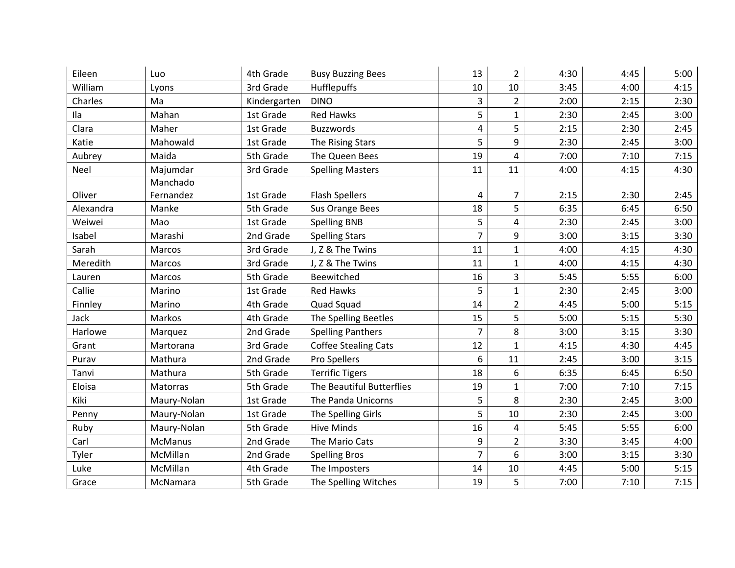| | | | | | | | | |
|---|---|---|---|---|---|---|---|---|
| Eileen | Luo | 4th Grade | Busy Buzzing Bees | 13 | 2 | 4:30 | 4:45 | 5:00 |
| William | Lyons | 3rd Grade | Hufflepuffs | 10 | 10 | 3:45 | 4:00 | 4:15 |
| Charles | Ma | Kindergarten | DINO | 3 | 2 | 2:00 | 2:15 | 2:30 |
| Ila | Mahan | 1st Grade | Red Hawks | 5 | 1 | 2:30 | 2:45 | 3:00 |
| Clara | Maher | 1st Grade | Buzzwords | 4 | 5 | 2:15 | 2:30 | 2:45 |
| Katie | Mahowald | 1st Grade | The Rising Stars | 5 | 9 | 2:30 | 2:45 | 3:00 |
| Aubrey | Maida | 5th Grade | The Queen Bees | 19 | 4 | 7:00 | 7:10 | 7:15 |
| Neel | Majumdar | 3rd Grade | Spelling Masters | 11 | 11 | 4:00 | 4:15 | 4:30 |
| Oliver | Manchado Fernandez | 1st Grade | Flash Spellers | 4 | 7 | 2:15 | 2:30 | 2:45 |
| Alexandra | Manke | 5th Grade | Sus Orange Bees | 18 | 5 | 6:35 | 6:45 | 6:50 |
| Weiwei | Mao | 1st Grade | Spelling BNB | 5 | 4 | 2:30 | 2:45 | 3:00 |
| Isabel | Marashi | 2nd Grade | Spelling Stars | 7 | 9 | 3:00 | 3:15 | 3:30 |
| Sarah | Marcos | 3rd Grade | J, Z & The Twins | 11 | 1 | 4:00 | 4:15 | 4:30 |
| Meredith | Marcos | 3rd Grade | J, Z & The Twins | 11 | 1 | 4:00 | 4:15 | 4:30 |
| Lauren | Marcos | 5th Grade | Beewitched | 16 | 3 | 5:45 | 5:55 | 6:00 |
| Callie | Marino | 1st Grade | Red Hawks | 5 | 1 | 2:30 | 2:45 | 3:00 |
| Finnley | Marino | 4th Grade | Quad Squad | 14 | 2 | 4:45 | 5:00 | 5:15 |
| Jack | Markos | 4th Grade | The Spelling Beetles | 15 | 5 | 5:00 | 5:15 | 5:30 |
| Harlowe | Marquez | 2nd Grade | Spelling Panthers | 7 | 8 | 3:00 | 3:15 | 3:30 |
| Grant | Martorana | 3rd Grade | Coffee Stealing Cats | 12 | 1 | 4:15 | 4:30 | 4:45 |
| Purav | Mathura | 2nd Grade | Pro Spellers | 6 | 11 | 2:45 | 3:00 | 3:15 |
| Tanvi | Mathura | 5th Grade | Terrific Tigers | 18 | 6 | 6:35 | 6:45 | 6:50 |
| Eloisa | Matorras | 5th Grade | The Beautiful Butterflies | 19 | 1 | 7:00 | 7:10 | 7:15 |
| Kiki | Maury-Nolan | 1st Grade | The Panda Unicorns | 5 | 8 | 2:30 | 2:45 | 3:00 |
| Penny | Maury-Nolan | 1st Grade | The Spelling Girls | 5 | 10 | 2:30 | 2:45 | 3:00 |
| Ruby | Maury-Nolan | 5th Grade | Hive Minds | 16 | 4 | 5:45 | 5:55 | 6:00 |
| Carl | McManus | 2nd Grade | The Mario Cats | 9 | 2 | 3:30 | 3:45 | 4:00 |
| Tyler | McMillan | 2nd Grade | Spelling Bros | 7 | 6 | 3:00 | 3:15 | 3:30 |
| Luke | McMillan | 4th Grade | The Imposters | 14 | 10 | 4:45 | 5:00 | 5:15 |
| Grace | McNamara | 5th Grade | The Spelling Witches | 19 | 5 | 7:00 | 7:10 | 7:15 |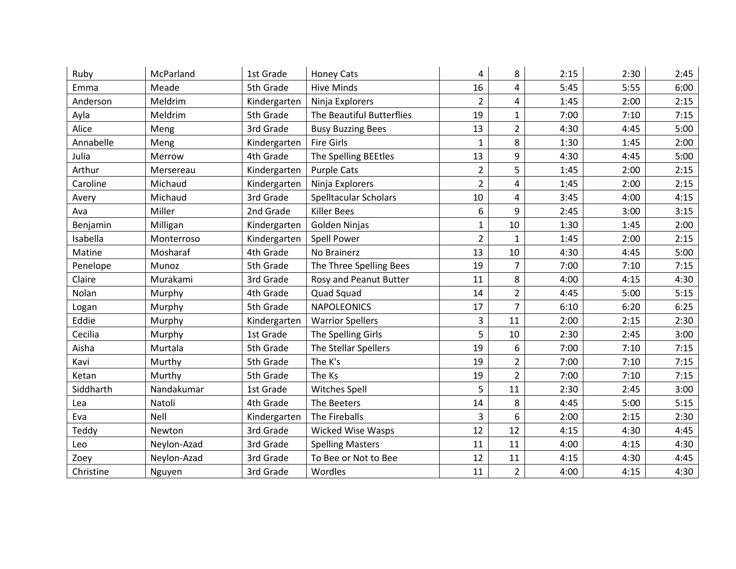| | | | | | | | | |
|---|---|---|---|---|---|---|---|---|
| Ruby | McParland | 1st Grade | Honey Cats | 4 | 8 | 2:15 | 2:30 | 2:45 |
| Emma | Meade | 5th Grade | Hive Minds | 16 | 4 | 5:45 | 5:55 | 6:00 |
| Anderson | Meldrim | Kindergarten | Ninja Explorers | 2 | 4 | 1:45 | 2:00 | 2:15 |
| Ayla | Meldrim | 5th Grade | The Beautiful Butterflies | 19 | 1 | 7:00 | 7:10 | 7:15 |
| Alice | Meng | 3rd Grade | Busy Buzzing Bees | 13 | 2 | 4:30 | 4:45 | 5:00 |
| Annabelle | Meng | Kindergarten | Fire Girls | 1 | 8 | 1:30 | 1:45 | 2:00 |
| Julia | Merrow | 4th Grade | The Spelling BEEtles | 13 | 9 | 4:30 | 4:45 | 5:00 |
| Arthur | Mersereau | Kindergarten | Purple Cats | 2 | 5 | 1:45 | 2:00 | 2:15 |
| Caroline | Michaud | Kindergarten | Ninja Explorers | 2 | 4 | 1:45 | 2:00 | 2:15 |
| Avery | Michaud | 3rd Grade | Spelltacular Scholars | 10 | 4 | 3:45 | 4:00 | 4:15 |
| Ava | Miller | 2nd Grade | Killer Bees | 6 | 9 | 2:45 | 3:00 | 3:15 |
| Benjamin | Milligan | Kindergarten | Golden Ninjas | 1 | 10 | 1:30 | 1:45 | 2:00 |
| Isabella | Monterroso | Kindergarten | Spell Power | 2 | 1 | 1:45 | 2:00 | 2:15 |
| Matine | Mosharaf | 4th Grade | No Brainerz | 13 | 10 | 4:30 | 4:45 | 5:00 |
| Penelope | Munoz | 5th Grade | The Three Spelling Bees | 19 | 7 | 7:00 | 7:10 | 7:15 |
| Claire | Murakami | 3rd Grade | Rosy and Peanut Butter | 11 | 8 | 4:00 | 4:15 | 4:30 |
| Nolan | Murphy | 4th Grade | Quad Squad | 14 | 2 | 4:45 | 5:00 | 5:15 |
| Logan | Murphy | 5th Grade | NAPOLEONICS | 17 | 7 | 6:10 | 6:20 | 6:25 |
| Eddie | Murphy | Kindergarten | Warrior Spellers | 3 | 11 | 2:00 | 2:15 | 2:30 |
| Cecilia | Murphy | 1st Grade | The Spelling Girls | 5 | 10 | 2:30 | 2:45 | 3:00 |
| Aisha | Murtala | 5th Grade | The Stellar Spellers | 19 | 6 | 7:00 | 7:10 | 7:15 |
| Kavi | Murthy | 5th Grade | The K's | 19 | 2 | 7:00 | 7:10 | 7:15 |
| Ketan | Murthy | 5th Grade | The Ks | 19 | 2 | 7:00 | 7:10 | 7:15 |
| Siddharth | Nandakumar | 1st Grade | Witches Spell | 5 | 11 | 2:30 | 2:45 | 3:00 |
| Lea | Natoli | 4th Grade | The Beeters | 14 | 8 | 4:45 | 5:00 | 5:15 |
| Eva | Nell | Kindergarten | The Fireballs | 3 | 6 | 2:00 | 2:15 | 2:30 |
| Teddy | Newton | 3rd Grade | Wicked Wise Wasps | 12 | 12 | 4:15 | 4:30 | 4:45 |
| Leo | Neylon-Azad | 3rd Grade | Spelling Masters | 11 | 11 | 4:00 | 4:15 | 4:30 |
| Zoey | Neylon-Azad | 3rd Grade | To Bee or Not to Bee | 12 | 11 | 4:15 | 4:30 | 4:45 |
| Christine | Nguyen | 3rd Grade | Wordles | 11 | 2 | 4:00 | 4:15 | 4:30 |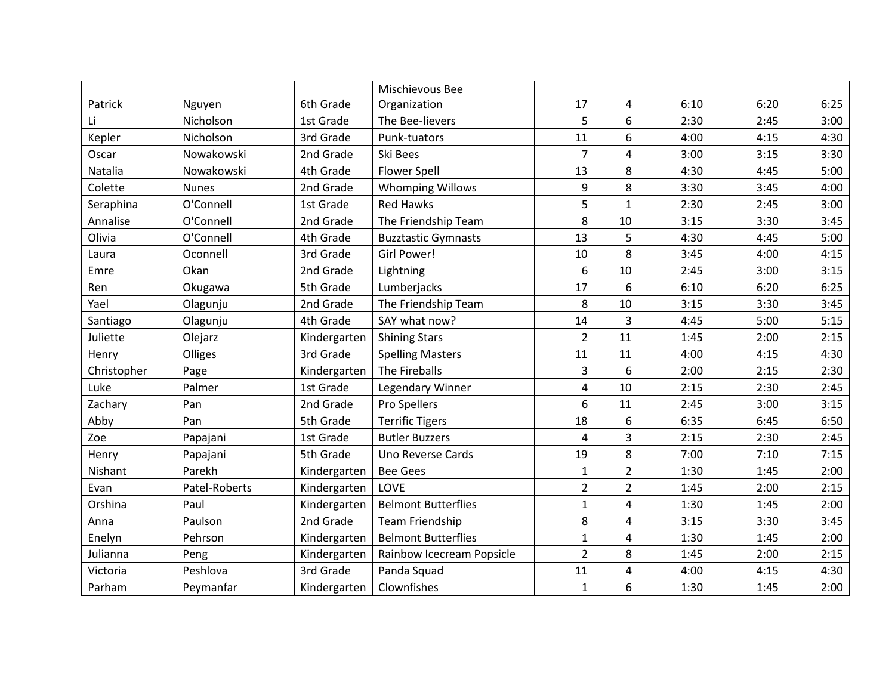| | | | | | | | | |
|---|---|---|---|---|---|---|---|---|
| Patrick | Nguyen | 6th Grade | Mischievous Bee Organization | 17 | 4 | 6:10 | 6:20 | 6:25 |
| Li | Nicholson | 1st Grade | The Bee-lievers | 5 | 6 | 2:30 | 2:45 | 3:00 |
| Kepler | Nicholson | 3rd Grade | Punk-tuators | 11 | 6 | 4:00 | 4:15 | 4:30 |
| Oscar | Nowakowski | 2nd Grade | Ski Bees | 7 | 4 | 3:00 | 3:15 | 3:30 |
| Natalia | Nowakowski | 4th Grade | Flower Spell | 13 | 8 | 4:30 | 4:45 | 5:00 |
| Colette | Nunes | 2nd Grade | Whomping Willows | 9 | 8 | 3:30 | 3:45 | 4:00 |
| Seraphina | O'Connell | 1st Grade | Red Hawks | 5 | 1 | 2:30 | 2:45 | 3:00 |
| Annalise | O'Connell | 2nd Grade | The Friendship Team | 8 | 10 | 3:15 | 3:30 | 3:45 |
| Olivia | O'Connell | 4th Grade | Buzztastic Gymnasts | 13 | 5 | 4:30 | 4:45 | 5:00 |
| Laura | Oconnell | 3rd Grade | Girl Power! | 10 | 8 | 3:45 | 4:00 | 4:15 |
| Emre | Okan | 2nd Grade | Lightning | 6 | 10 | 2:45 | 3:00 | 3:15 |
| Ren | Okugawa | 5th Grade | Lumberjacks | 17 | 6 | 6:10 | 6:20 | 6:25 |
| Yael | Olagunju | 2nd Grade | The Friendship Team | 8 | 10 | 3:15 | 3:30 | 3:45 |
| Santiago | Olagunju | 4th Grade | SAY what now? | 14 | 3 | 4:45 | 5:00 | 5:15 |
| Juliette | Olejarz | Kindergarten | Shining Stars | 2 | 11 | 1:45 | 2:00 | 2:15 |
| Henry | Olliges | 3rd Grade | Spelling Masters | 11 | 11 | 4:00 | 4:15 | 4:30 |
| Christopher | Page | Kindergarten | The Fireballs | 3 | 6 | 2:00 | 2:15 | 2:30 |
| Luke | Palmer | 1st Grade | Legendary Winner | 4 | 10 | 2:15 | 2:30 | 2:45 |
| Zachary | Pan | 2nd Grade | Pro Spellers | 6 | 11 | 2:45 | 3:00 | 3:15 |
| Abby | Pan | 5th Grade | Terrific Tigers | 18 | 6 | 6:35 | 6:45 | 6:50 |
| Zoe | Papajani | 1st Grade | Butler Buzzers | 4 | 3 | 2:15 | 2:30 | 2:45 |
| Henry | Papajani | 5th Grade | Uno Reverse Cards | 19 | 8 | 7:00 | 7:10 | 7:15 |
| Nishant | Parekh | Kindergarten | Bee Gees | 1 | 2 | 1:30 | 1:45 | 2:00 |
| Evan | Patel-Roberts | Kindergarten | LOVE | 2 | 2 | 1:45 | 2:00 | 2:15 |
| Orshina | Paul | Kindergarten | Belmont Butterflies | 1 | 4 | 1:30 | 1:45 | 2:00 |
| Anna | Paulson | 2nd Grade | Team Friendship | 8 | 4 | 3:15 | 3:30 | 3:45 |
| Enelyn | Pehrson | Kindergarten | Belmont Butterflies | 1 | 4 | 1:30 | 1:45 | 2:00 |
| Julianna | Peng | Kindergarten | Rainbow Icecream Popsicle | 2 | 8 | 1:45 | 2:00 | 2:15 |
| Victoria | Peshlova | 3rd Grade | Panda Squad | 11 | 4 | 4:00 | 4:15 | 4:30 |
| Parham | Peymanfar | Kindergarten | Clownfishes | 1 | 6 | 1:30 | 1:45 | 2:00 |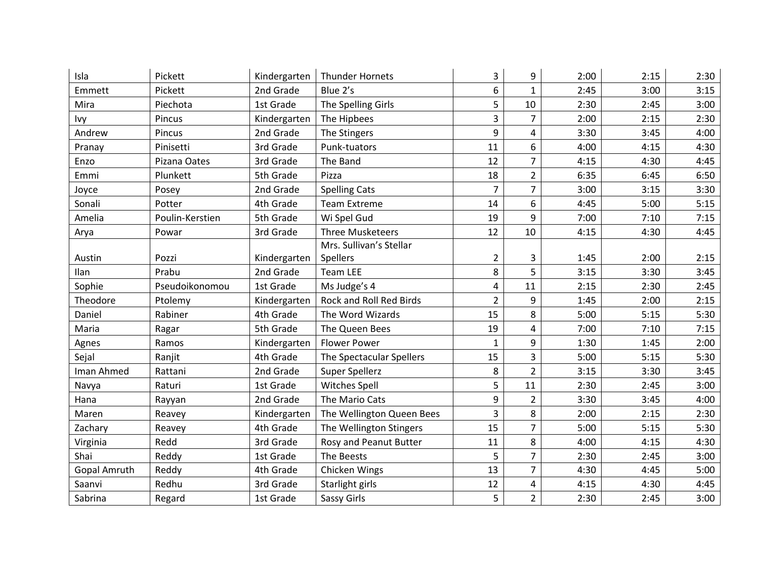| | | | | | | | | |
|---|---|---|---|---|---|---|---|---|
| Isla | Pickett | Kindergarten | Thunder Hornets | 3 | 9 | 2:00 | 2:15 | 2:30 |
| Emmett | Pickett | 2nd Grade | Blue 2’s | 6 | 1 | 2:45 | 3:00 | 3:15 |
| Mira | Piechota | 1st Grade | The Spelling Girls | 5 | 10 | 2:30 | 2:45 | 3:00 |
| Ivy | Pincus | Kindergarten | The Hipbees | 3 | 7 | 2:00 | 2:15 | 2:30 |
| Andrew | Pincus | 2nd Grade | The Stingers | 9 | 4 | 3:30 | 3:45 | 4:00 |
| Pranay | Pinisetti | 3rd Grade | Punk-tuators | 11 | 6 | 4:00 | 4:15 | 4:30 |
| Enzo | Pizana Oates | 3rd Grade | The Band | 12 | 7 | 4:15 | 4:30 | 4:45 |
| Emmi | Plunkett | 5th Grade | Pizza | 18 | 2 | 6:35 | 6:45 | 6:50 |
| Joyce | Posey | 2nd Grade | Spelling Cats | 7 | 7 | 3:00 | 3:15 | 3:30 |
| Sonali | Potter | 4th Grade | Team Extreme | 14 | 6 | 4:45 | 5:00 | 5:15 |
| Amelia | Poulin-Kerstien | 5th Grade | Wi Spel Gud | 19 | 9 | 7:00 | 7:10 | 7:15 |
| Arya | Powar | 3rd Grade | Three Musketeers | 12 | 10 | 4:15 | 4:30 | 4:45 |
| Austin | Pozzi | Kindergarten | Mrs. Sullivan’s Stellar Spellers | 2 | 3 | 1:45 | 2:00 | 2:15 |
| Ilan | Prabu | 2nd Grade | Team LEE | 8 | 5 | 3:15 | 3:30 | 3:45 |
| Sophie | Pseudoikonomou | 1st Grade | Ms Judge’s 4 | 4 | 11 | 2:15 | 2:30 | 2:45 |
| Theodore | Ptolemy | Kindergarten | Rock and Roll Red Birds | 2 | 9 | 1:45 | 2:00 | 2:15 |
| Daniel | Rabiner | 4th Grade | The Word Wizards | 15 | 8 | 5:00 | 5:15 | 5:30 |
| Maria | Ragar | 5th Grade | The Queen Bees | 19 | 4 | 7:00 | 7:10 | 7:15 |
| Agnes | Ramos | Kindergarten | Flower Power | 1 | 9 | 1:30 | 1:45 | 2:00 |
| Sejal | Ranjit | 4th Grade | The Spectacular Spellers | 15 | 3 | 5:00 | 5:15 | 5:30 |
| Iman Ahmed | Rattani | 2nd Grade | Super Spellerz | 8 | 2 | 3:15 | 3:30 | 3:45 |
| Navya | Raturi | 1st Grade | Witches Spell | 5 | 11 | 2:30 | 2:45 | 3:00 |
| Hana | Rayyan | 2nd Grade | The Mario Cats | 9 | 2 | 3:30 | 3:45 | 4:00 |
| Maren | Reavey | Kindergarten | The Wellington Queen Bees | 3 | 8 | 2:00 | 2:15 | 2:30 |
| Zachary | Reavey | 4th Grade | The Wellington Stingers | 15 | 7 | 5:00 | 5:15 | 5:30 |
| Virginia | Redd | 3rd Grade | Rosy and Peanut Butter | 11 | 8 | 4:00 | 4:15 | 4:30 |
| Shai | Reddy | 1st Grade | The Beests | 5 | 7 | 2:30 | 2:45 | 3:00 |
| Gopal Amruth | Reddy | 4th Grade | Chicken Wings | 13 | 7 | 4:30 | 4:45 | 5:00 |
| Saanvi | Redhu | 3rd Grade | Starlight girls | 12 | 4 | 4:15 | 4:30 | 4:45 |
| Sabrina | Regard | 1st Grade | Sassy Girls | 5 | 2 | 2:30 | 2:45 | 3:00 |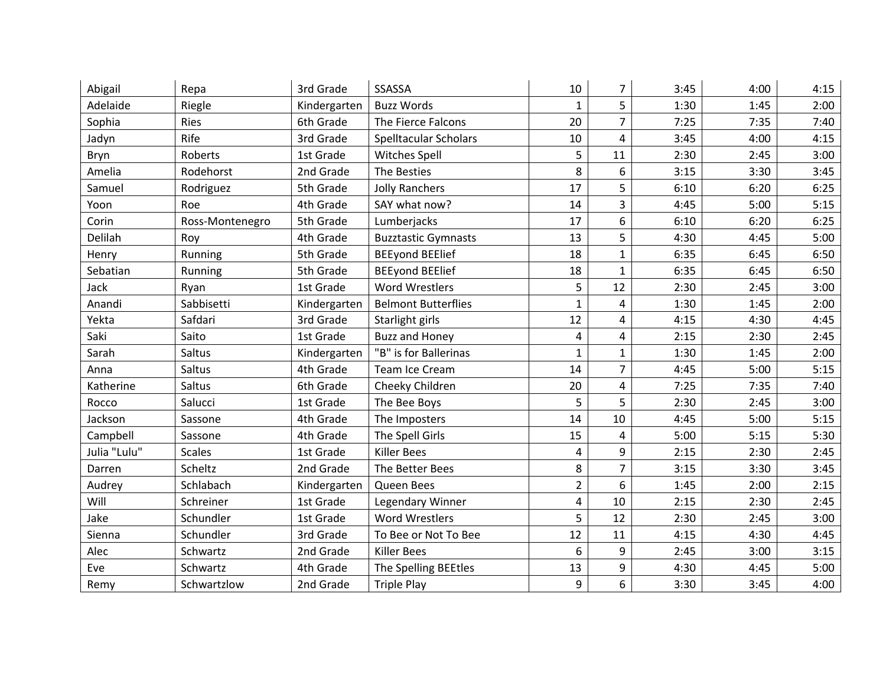| | | | | | | | | |
|---|---|---|---|---|---|---|---|---|
| Abigail | Repa | 3rd Grade | SSASSA | 10 | 7 | 3:45 | 4:00 | 4:15 |
| Adelaide | Riegle | Kindergarten | Buzz Words | 1 | 5 | 1:30 | 1:45 | 2:00 |
| Sophia | Ries | 6th Grade | The Fierce Falcons | 20 | 7 | 7:25 | 7:35 | 7:40 |
| Jadyn | Rife | 3rd Grade | Spelltacular Scholars | 10 | 4 | 3:45 | 4:00 | 4:15 |
| Bryn | Roberts | 1st Grade | Witches Spell | 5 | 11 | 2:30 | 2:45 | 3:00 |
| Amelia | Rodehorst | 2nd Grade | The Besties | 8 | 6 | 3:15 | 3:30 | 3:45 |
| Samuel | Rodriguez | 5th Grade | Jolly Ranchers | 17 | 5 | 6:10 | 6:20 | 6:25 |
| Yoon | Roe | 4th Grade | SAY what now? | 14 | 3 | 4:45 | 5:00 | 5:15 |
| Corin | Ross-Montenegro | 5th Grade | Lumberjacks | 17 | 6 | 6:10 | 6:20 | 6:25 |
| Delilah | Roy | 4th Grade | Buzztastic Gymnasts | 13 | 5 | 4:30 | 4:45 | 5:00 |
| Henry | Running | 5th Grade | BEEyond BEElief | 18 | 1 | 6:35 | 6:45 | 6:50 |
| Sebatian | Running | 5th Grade | BEEyond BEElief | 18 | 1 | 6:35 | 6:45 | 6:50 |
| Jack | Ryan | 1st Grade | Word Wrestlers | 5 | 12 | 2:30 | 2:45 | 3:00 |
| Anandi | Sabbisetti | Kindergarten | Belmont Butterflies | 1 | 4 | 1:30 | 1:45 | 2:00 |
| Yekta | Safdari | 3rd Grade | Starlight girls | 12 | 4 | 4:15 | 4:30 | 4:45 |
| Saki | Saito | 1st Grade | Buzz and Honey | 4 | 4 | 2:15 | 2:30 | 2:45 |
| Sarah | Saltus | Kindergarten | "B" is for Ballerinas | 1 | 1 | 1:30 | 1:45 | 2:00 |
| Anna | Saltus | 4th Grade | Team Ice Cream | 14 | 7 | 4:45 | 5:00 | 5:15 |
| Katherine | Saltus | 6th Grade | Cheeky Children | 20 | 4 | 7:25 | 7:35 | 7:40 |
| Rocco | Salucci | 1st Grade | The Bee Boys | 5 | 5 | 2:30 | 2:45 | 3:00 |
| Jackson | Sassone | 4th Grade | The Imposters | 14 | 10 | 4:45 | 5:00 | 5:15 |
| Campbell | Sassone | 4th Grade | The Spell Girls | 15 | 4 | 5:00 | 5:15 | 5:30 |
| Julia "Lulu" | Scales | 1st Grade | Killer Bees | 4 | 9 | 2:15 | 2:30 | 2:45 |
| Darren | Scheltz | 2nd Grade | The Better Bees | 8 | 7 | 3:15 | 3:30 | 3:45 |
| Audrey | Schlabach | Kindergarten | Queen Bees | 2 | 6 | 1:45 | 2:00 | 2:15 |
| Will | Schreiner | 1st Grade | Legendary Winner | 4 | 10 | 2:15 | 2:30 | 2:45 |
| Jake | Schundler | 1st Grade | Word Wrestlers | 5 | 12 | 2:30 | 2:45 | 3:00 |
| Sienna | Schundler | 3rd Grade | To Bee or Not To Bee | 12 | 11 | 4:15 | 4:30 | 4:45 |
| Alec | Schwartz | 2nd Grade | Killer Bees | 6 | 9 | 2:45 | 3:00 | 3:15 |
| Eve | Schwartz | 4th Grade | The Spelling BEEtles | 13 | 9 | 4:30 | 4:45 | 5:00 |
| Remy | Schwartzlow | 2nd Grade | Triple Play | 9 | 6 | 3:30 | 3:45 | 4:00 |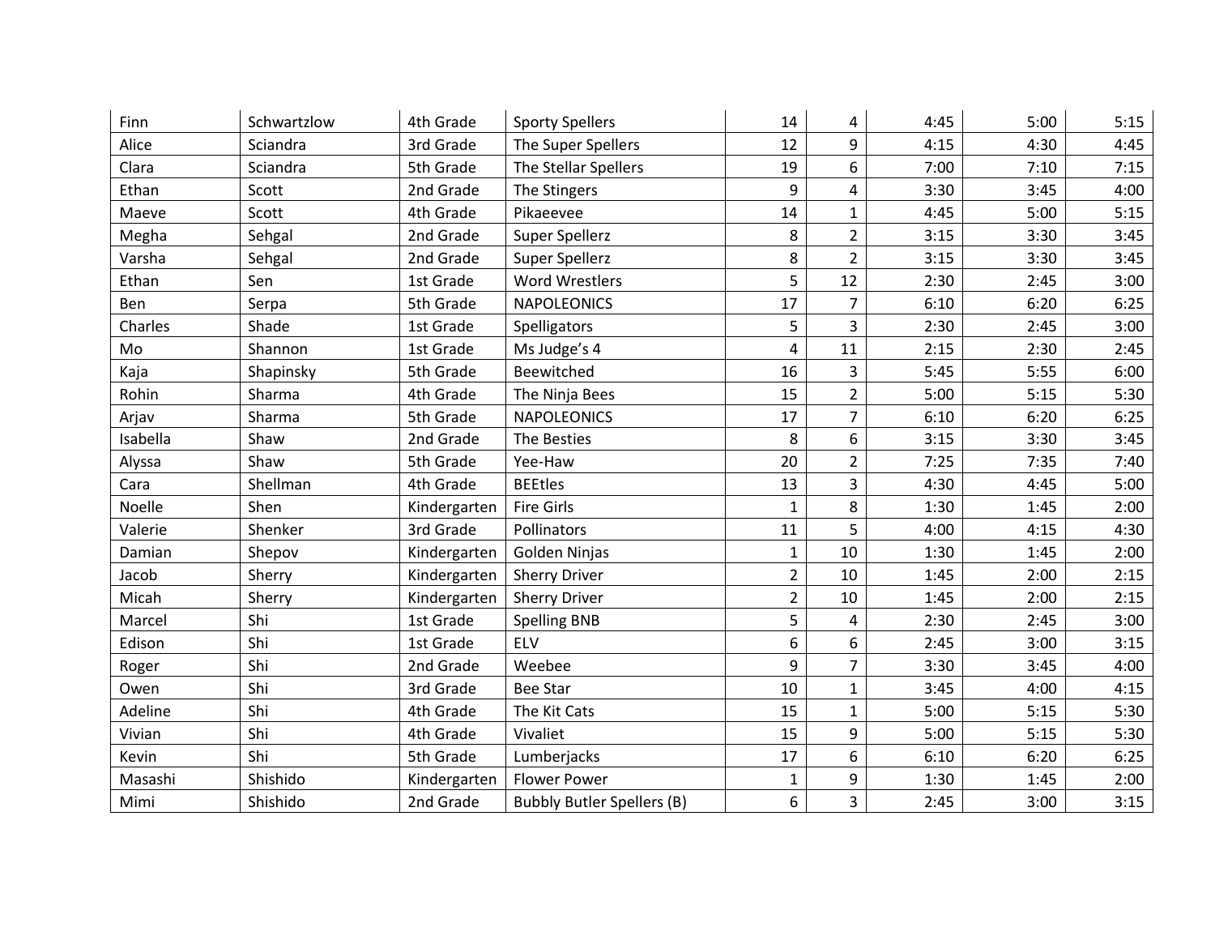| | | | | | | | | |
|---|---|---|---|---|---|---|---|---|
| Finn | Schwartzlow | 4th Grade | Sporty Spellers | 14 | 4 | 4:45 | 5:00 | 5:15 |
| Alice | Sciandra | 3rd Grade | The Super Spellers | 12 | 9 | 4:15 | 4:30 | 4:45 |
| Clara | Sciandra | 5th Grade | The Stellar Spellers | 19 | 6 | 7:00 | 7:10 | 7:15 |
| Ethan | Scott | 2nd Grade | The Stingers | 9 | 4 | 3:30 | 3:45 | 4:00 |
| Maeve | Scott | 4th Grade | Pikaeevee | 14 | 1 | 4:45 | 5:00 | 5:15 |
| Megha | Sehgal | 2nd Grade | Super Spellerz | 8 | 2 | 3:15 | 3:30 | 3:45 |
| Varsha | Sehgal | 2nd Grade | Super Spellerz | 8 | 2 | 3:15 | 3:30 | 3:45 |
| Ethan | Sen | 1st Grade | Word Wrestlers | 5 | 12 | 2:30 | 2:45 | 3:00 |
| Ben | Serpa | 5th Grade | NAPOLEONICS | 17 | 7 | 6:10 | 6:20 | 6:25 |
| Charles | Shade | 1st Grade | Spelligators | 5 | 3 | 2:30 | 2:45 | 3:00 |
| Mo | Shannon | 1st Grade | Ms Judge's 4 | 4 | 11 | 2:15 | 2:30 | 2:45 |
| Kaja | Shapinsky | 5th Grade | Beewitched | 16 | 3 | 5:45 | 5:55 | 6:00 |
| Rohin | Sharma | 4th Grade | The Ninja Bees | 15 | 2 | 5:00 | 5:15 | 5:30 |
| Arjav | Sharma | 5th Grade | NAPOLEONICS | 17 | 7 | 6:10 | 6:20 | 6:25 |
| Isabella | Shaw | 2nd Grade | The Besties | 8 | 6 | 3:15 | 3:30 | 3:45 |
| Alyssa | Shaw | 5th Grade | Yee-Haw | 20 | 2 | 7:25 | 7:35 | 7:40 |
| Cara | Shellman | 4th Grade | BEEtles | 13 | 3 | 4:30 | 4:45 | 5:00 |
| Noelle | Shen | Kindergarten | Fire Girls | 1 | 8 | 1:30 | 1:45 | 2:00 |
| Valerie | Shenker | 3rd Grade | Pollinators | 11 | 5 | 4:00 | 4:15 | 4:30 |
| Damian | Shepov | Kindergarten | Golden Ninjas | 1 | 10 | 1:30 | 1:45 | 2:00 |
| Jacob | Sherry | Kindergarten | Sherry Driver | 2 | 10 | 1:45 | 2:00 | 2:15 |
| Micah | Sherry | Kindergarten | Sherry Driver | 2 | 10 | 1:45 | 2:00 | 2:15 |
| Marcel | Shi | 1st Grade | Spelling BNB | 5 | 4 | 2:30 | 2:45 | 3:00 |
| Edison | Shi | 1st Grade | ELV | 6 | 6 | 2:45 | 3:00 | 3:15 |
| Roger | Shi | 2nd Grade | Weebee | 9 | 7 | 3:30 | 3:45 | 4:00 |
| Owen | Shi | 3rd Grade | Bee Star | 10 | 1 | 3:45 | 4:00 | 4:15 |
| Adeline | Shi | 4th Grade | The Kit Cats | 15 | 1 | 5:00 | 5:15 | 5:30 |
| Vivian | Shi | 4th Grade | Vivaliet | 15 | 9 | 5:00 | 5:15 | 5:30 |
| Kevin | Shi | 5th Grade | Lumberjacks | 17 | 6 | 6:10 | 6:20 | 6:25 |
| Masashi | Shishido | Kindergarten | Flower Power | 1 | 9 | 1:30 | 1:45 | 2:00 |
| Mimi | Shishido | 2nd Grade | Bubbly Butler Spellers (B) | 6 | 3 | 2:45 | 3:00 | 3:15 |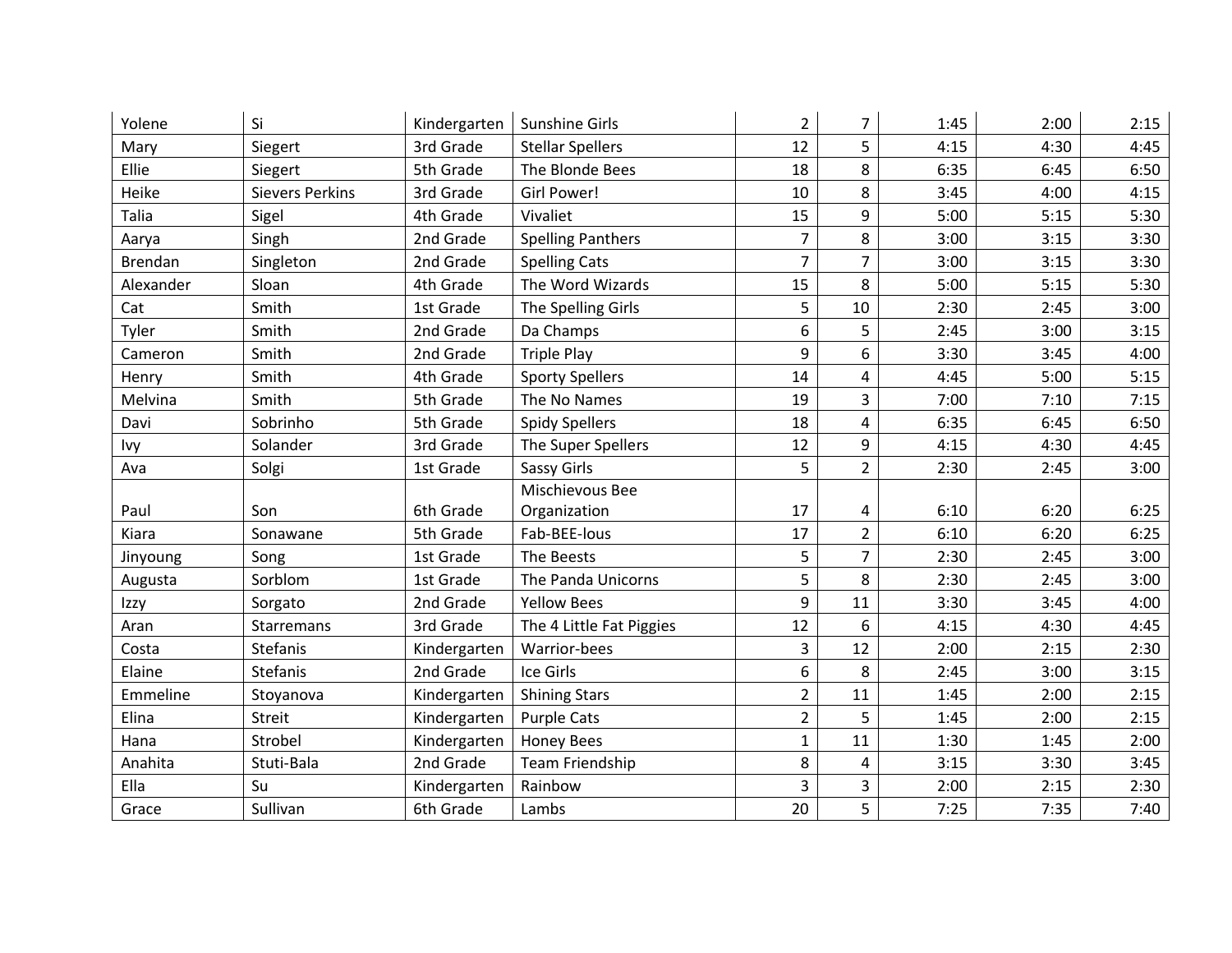| | | | | | | | | |
|---|---|---|---|---|---|---|---|---|
| Yolene | Si | Kindergarten | Sunshine Girls | 2 | 7 | 1:45 | 2:00 | 2:15 |
| Mary | Siegert | 3rd Grade | Stellar Spellers | 12 | 5 | 4:15 | 4:30 | 4:45 |
| Ellie | Siegert | 5th Grade | The Blonde Bees | 18 | 8 | 6:35 | 6:45 | 6:50 |
| Heike | Sievers Perkins | 3rd Grade | Girl Power! | 10 | 8 | 3:45 | 4:00 | 4:15 |
| Talia | Sigel | 4th Grade | Vivaliet | 15 | 9 | 5:00 | 5:15 | 5:30 |
| Aarya | Singh | 2nd Grade | Spelling Panthers | 7 | 8 | 3:00 | 3:15 | 3:30 |
| Brendan | Singleton | 2nd Grade | Spelling Cats | 7 | 7 | 3:00 | 3:15 | 3:30 |
| Alexander | Sloan | 4th Grade | The Word Wizards | 15 | 8 | 5:00 | 5:15 | 5:30 |
| Cat | Smith | 1st Grade | The Spelling Girls | 5 | 10 | 2:30 | 2:45 | 3:00 |
| Tyler | Smith | 2nd Grade | Da Champs | 6 | 5 | 2:45 | 3:00 | 3:15 |
| Cameron | Smith | 2nd Grade | Triple Play | 9 | 6 | 3:30 | 3:45 | 4:00 |
| Henry | Smith | 4th Grade | Sporty Spellers | 14 | 4 | 4:45 | 5:00 | 5:15 |
| Melvina | Smith | 5th Grade | The No Names | 19 | 3 | 7:00 | 7:10 | 7:15 |
| Davi | Sobrinho | 5th Grade | Spidy Spellers | 18 | 4 | 6:35 | 6:45 | 6:50 |
| Ivy | Solander | 3rd Grade | The Super Spellers | 12 | 9 | 4:15 | 4:30 | 4:45 |
| Ava | Solgi | 1st Grade | Sassy Girls | 5 | 2 | 2:30 | 2:45 | 3:00 |
| Paul | Son | 6th Grade | Mischievous Bee Organization | 17 | 4 | 6:10 | 6:20 | 6:25 |
| Kiara | Sonawane | 5th Grade | Fab-BEE-lous | 17 | 2 | 6:10 | 6:20 | 6:25 |
| Jinyoung | Song | 1st Grade | The Beests | 5 | 7 | 2:30 | 2:45 | 3:00 |
| Augusta | Sorblom | 1st Grade | The Panda Unicorns | 5 | 8 | 2:30 | 2:45 | 3:00 |
| Izzy | Sorgato | 2nd Grade | Yellow Bees | 9 | 11 | 3:30 | 3:45 | 4:00 |
| Aran | Starremans | 3rd Grade | The 4 Little Fat Piggies | 12 | 6 | 4:15 | 4:30 | 4:45 |
| Costa | Stefanis | Kindergarten | Warrior-bees | 3 | 12 | 2:00 | 2:15 | 2:30 |
| Elaine | Stefanis | 2nd Grade | Ice Girls | 6 | 8 | 2:45 | 3:00 | 3:15 |
| Emmeline | Stoyanova | Kindergarten | Shining Stars | 2 | 11 | 1:45 | 2:00 | 2:15 |
| Elina | Streit | Kindergarten | Purple Cats | 2 | 5 | 1:45 | 2:00 | 2:15 |
| Hana | Strobel | Kindergarten | Honey Bees | 1 | 11 | 1:30 | 1:45 | 2:00 |
| Anahita | Stuti-Bala | 2nd Grade | Team Friendship | 8 | 4 | 3:15 | 3:30 | 3:45 |
| Ella | Su | Kindergarten | Rainbow | 3 | 3 | 2:00 | 2:15 | 2:30 |
| Grace | Sullivan | 6th Grade | Lambs | 20 | 5 | 7:25 | 7:35 | 7:40 |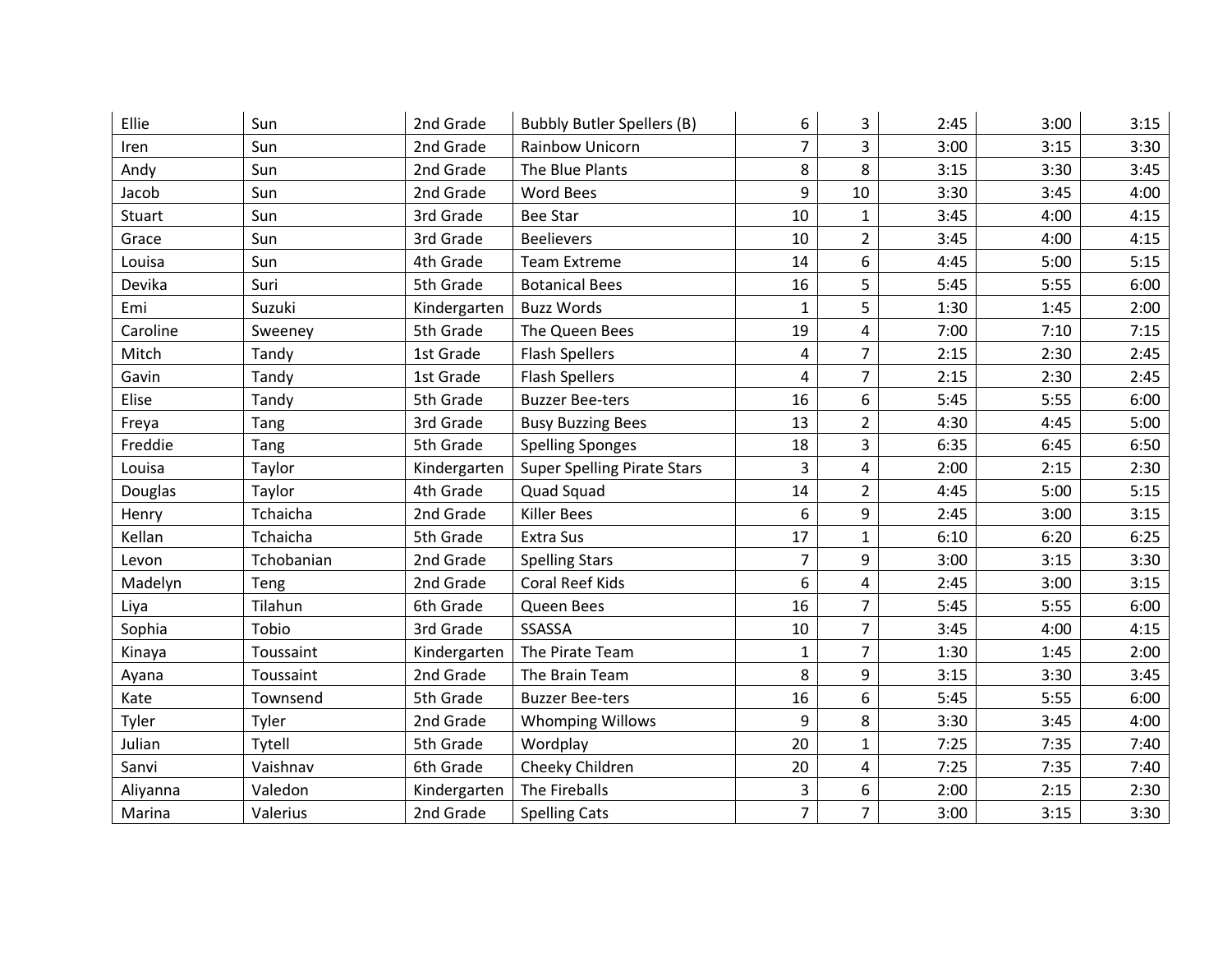| | | | | | | | | |
|---|---|---|---|---|---|---|---|---|
| Ellie | Sun | 2nd Grade | Bubbly Butler Spellers (B) | 6 | 3 | 2:45 | 3:00 | 3:15 |
| Iren | Sun | 2nd Grade | Rainbow Unicorn | 7 | 3 | 3:00 | 3:15 | 3:30 |
| Andy | Sun | 2nd Grade | The Blue Plants | 8 | 8 | 3:15 | 3:30 | 3:45 |
| Jacob | Sun | 2nd Grade | Word Bees | 9 | 10 | 3:30 | 3:45 | 4:00 |
| Stuart | Sun | 3rd Grade | Bee Star | 10 | 1 | 3:45 | 4:00 | 4:15 |
| Grace | Sun | 3rd Grade | Beelievers | 10 | 2 | 3:45 | 4:00 | 4:15 |
| Louisa | Sun | 4th Grade | Team Extreme | 14 | 6 | 4:45 | 5:00 | 5:15 |
| Devika | Suri | 5th Grade | Botanical Bees | 16 | 5 | 5:45 | 5:55 | 6:00 |
| Emi | Suzuki | Kindergarten | Buzz Words | 1 | 5 | 1:30 | 1:45 | 2:00 |
| Caroline | Sweeney | 5th Grade | The Queen Bees | 19 | 4 | 7:00 | 7:10 | 7:15 |
| Mitch | Tandy | 1st Grade | Flash Spellers | 4 | 7 | 2:15 | 2:30 | 2:45 |
| Gavin | Tandy | 1st Grade | Flash Spellers | 4 | 7 | 2:15 | 2:30 | 2:45 |
| Elise | Tandy | 5th Grade | Buzzer Bee-ters | 16 | 6 | 5:45 | 5:55 | 6:00 |
| Freya | Tang | 3rd Grade | Busy Buzzing Bees | 13 | 2 | 4:30 | 4:45 | 5:00 |
| Freddie | Tang | 5th Grade | Spelling Sponges | 18 | 3 | 6:35 | 6:45 | 6:50 |
| Louisa | Taylor | Kindergarten | Super Spelling Pirate Stars | 3 | 4 | 2:00 | 2:15 | 2:30 |
| Douglas | Taylor | 4th Grade | Quad Squad | 14 | 2 | 4:45 | 5:00 | 5:15 |
| Henry | Tchaicha | 2nd Grade | Killer Bees | 6 | 9 | 2:45 | 3:00 | 3:15 |
| Kellan | Tchaicha | 5th Grade | Extra Sus | 17 | 1 | 6:10 | 6:20 | 6:25 |
| Levon | Tchobanian | 2nd Grade | Spelling Stars | 7 | 9 | 3:00 | 3:15 | 3:30 |
| Madelyn | Teng | 2nd Grade | Coral Reef Kids | 6 | 4 | 2:45 | 3:00 | 3:15 |
| Liya | Tilahun | 6th Grade | Queen Bees | 16 | 7 | 5:45 | 5:55 | 6:00 |
| Sophia | Tobio | 3rd Grade | SSASSA | 10 | 7 | 3:45 | 4:00 | 4:15 |
| Kinaya | Toussaint | Kindergarten | The Pirate Team | 1 | 7 | 1:30 | 1:45 | 2:00 |
| Ayana | Toussaint | 2nd Grade | The Brain Team | 8 | 9 | 3:15 | 3:30 | 3:45 |
| Kate | Townsend | 5th Grade | Buzzer Bee-ters | 16 | 6 | 5:45 | 5:55 | 6:00 |
| Tyler | Tyler | 2nd Grade | Whomping Willows | 9 | 8 | 3:30 | 3:45 | 4:00 |
| Julian | Tytell | 5th Grade | Wordplay | 20 | 1 | 7:25 | 7:35 | 7:40 |
| Sanvi | Vaishnav | 6th Grade | Cheeky Children | 20 | 4 | 7:25 | 7:35 | 7:40 |
| Aliyanna | Valedon | Kindergarten | The Fireballs | 3 | 6 | 2:00 | 2:15 | 2:30 |
| Marina | Valerius | 2nd Grade | Spelling Cats | 7 | 7 | 3:00 | 3:15 | 3:30 |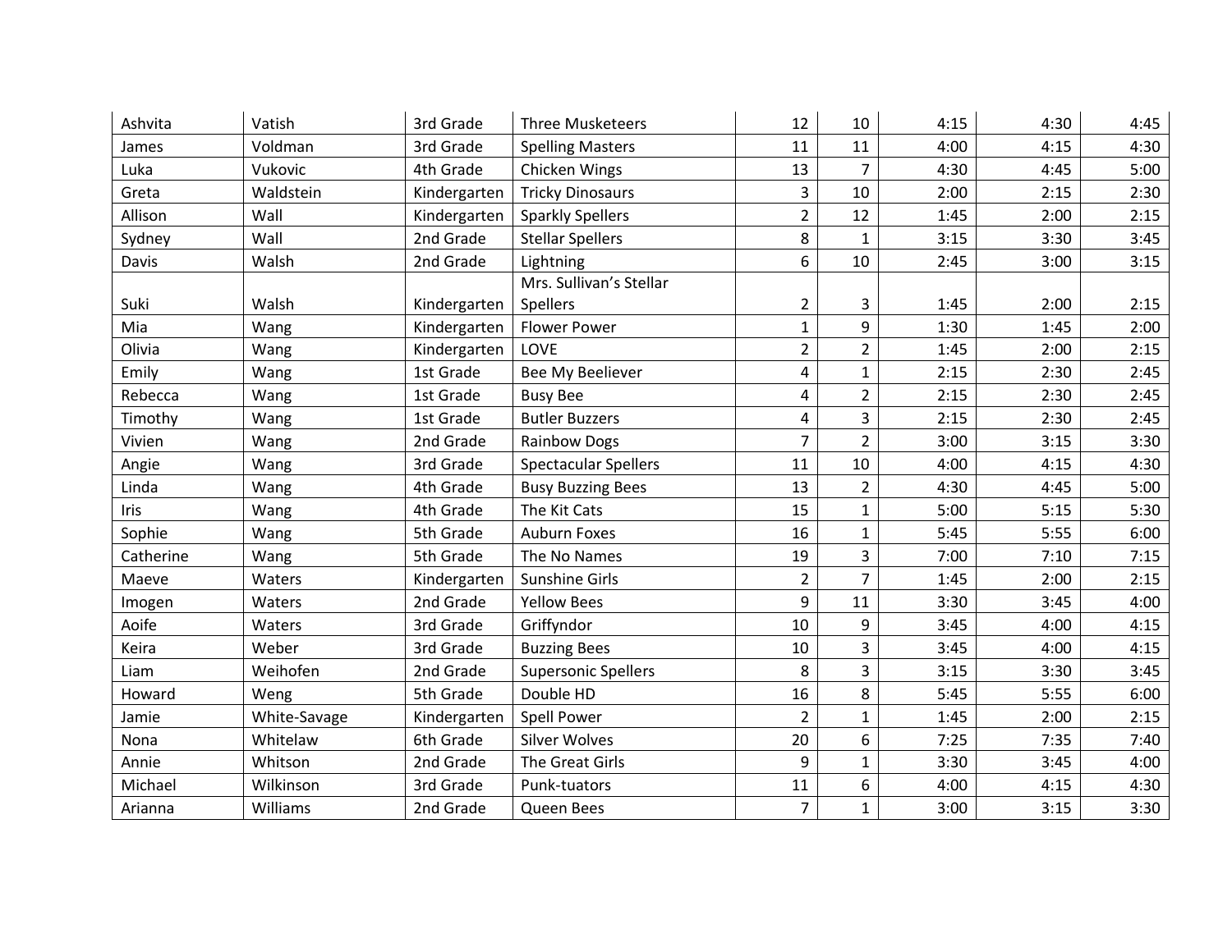| | | | | | | | | |
|---|---|---|---|---|---|---|---|---|
| Ashvita | Vatish | 3rd Grade | Three Musketeers | 12 | 10 | 4:15 | 4:30 | 4:45 |
| James | Voldman | 3rd Grade | Spelling Masters | 11 | 11 | 4:00 | 4:15 | 4:30 |
| Luka | Vukovic | 4th Grade | Chicken Wings | 13 | 7 | 4:30 | 4:45 | 5:00 |
| Greta | Waldstein | Kindergarten | Tricky Dinosaurs | 3 | 10 | 2:00 | 2:15 | 2:30 |
| Allison | Wall | Kindergarten | Sparkly Spellers | 2 | 12 | 1:45 | 2:00 | 2:15 |
| Sydney | Wall | 2nd Grade | Stellar Spellers | 8 | 1 | 3:15 | 3:30 | 3:45 |
| Davis | Walsh | 2nd Grade | Lightning | 6 | 10 | 2:45 | 3:00 | 3:15 |
| Suki | Walsh | Kindergarten | Mrs. Sullivan's Stellar Spellers | 2 | 3 | 1:45 | 2:00 | 2:15 |
| Mia | Wang | Kindergarten | Flower Power | 1 | 9 | 1:30 | 1:45 | 2:00 |
| Olivia | Wang | Kindergarten | LOVE | 2 | 2 | 1:45 | 2:00 | 2:15 |
| Emily | Wang | 1st Grade | Bee My Beeliever | 4 | 1 | 2:15 | 2:30 | 2:45 |
| Rebecca | Wang | 1st Grade | Busy Bee | 4 | 2 | 2:15 | 2:30 | 2:45 |
| Timothy | Wang | 1st Grade | Butler Buzzers | 4 | 3 | 2:15 | 2:30 | 2:45 |
| Vivien | Wang | 2nd Grade | Rainbow Dogs | 7 | 2 | 3:00 | 3:15 | 3:30 |
| Angie | Wang | 3rd Grade | Spectacular Spellers | 11 | 10 | 4:00 | 4:15 | 4:30 |
| Linda | Wang | 4th Grade | Busy Buzzing Bees | 13 | 2 | 4:30 | 4:45 | 5:00 |
| Iris | Wang | 4th Grade | The Kit Cats | 15 | 1 | 5:00 | 5:15 | 5:30 |
| Sophie | Wang | 5th Grade | Auburn Foxes | 16 | 1 | 5:45 | 5:55 | 6:00 |
| Catherine | Wang | 5th Grade | The No Names | 19 | 3 | 7:00 | 7:10 | 7:15 |
| Maeve | Waters | Kindergarten | Sunshine Girls | 2 | 7 | 1:45 | 2:00 | 2:15 |
| Imogen | Waters | 2nd Grade | Yellow Bees | 9 | 11 | 3:30 | 3:45 | 4:00 |
| Aoife | Waters | 3rd Grade | Griffyndor | 10 | 9 | 3:45 | 4:00 | 4:15 |
| Keira | Weber | 3rd Grade | Buzzing Bees | 10 | 3 | 3:45 | 4:00 | 4:15 |
| Liam | Weihofen | 2nd Grade | Supersonic Spellers | 8 | 3 | 3:15 | 3:30 | 3:45 |
| Howard | Weng | 5th Grade | Double HD | 16 | 8 | 5:45 | 5:55 | 6:00 |
| Jamie | White-Savage | Kindergarten | Spell Power | 2 | 1 | 1:45 | 2:00 | 2:15 |
| Nona | Whitelaw | 6th Grade | Silver Wolves | 20 | 6 | 7:25 | 7:35 | 7:40 |
| Annie | Whitson | 2nd Grade | The Great Girls | 9 | 1 | 3:30 | 3:45 | 4:00 |
| Michael | Wilkinson | 3rd Grade | Punk-tuators | 11 | 6 | 4:00 | 4:15 | 4:30 |
| Arianna | Williams | 2nd Grade | Queen Bees | 7 | 1 | 3:00 | 3:15 | 3:30 |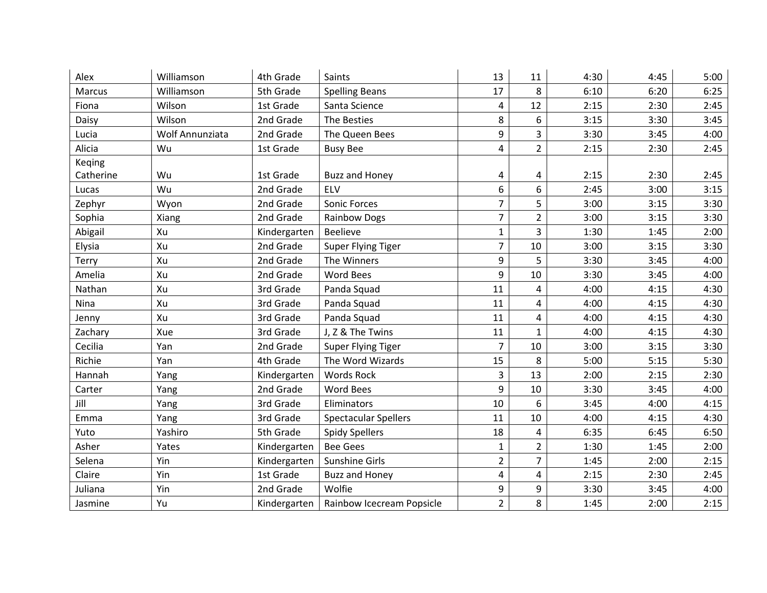|  |  |  |  |  |  |  |  |  |
|---|---|---|---|---|---|---|---|---|
| Alex | Williamson | 4th Grade | Saints | 13 | 11 | 4:30 | 4:45 | 5:00 |
| Marcus | Williamson | 5th Grade | Spelling Beans | 17 | 8 | 6:10 | 6:20 | 6:25 |
| Fiona | Wilson | 1st Grade | Santa Science | 4 | 12 | 2:15 | 2:30 | 2:45 |
| Daisy | Wilson | 2nd Grade | The Besties | 8 | 6 | 3:15 | 3:30 | 3:45 |
| Lucia | Wolf Annunziata | 2nd Grade | The Queen Bees | 9 | 3 | 3:30 | 3:45 | 4:00 |
| Alicia | Wu | 1st Grade | Busy Bee | 4 | 2 | 2:15 | 2:30 | 2:45 |
| Keqing Catherine | Wu | 1st Grade | Buzz and Honey | 4 | 4 | 2:15 | 2:30 | 2:45 |
| Lucas | Wu | 2nd Grade | ELV | 6 | 6 | 2:45 | 3:00 | 3:15 |
| Zephyr | Wyon | 2nd Grade | Sonic Forces | 7 | 5 | 3:00 | 3:15 | 3:30 |
| Sophia | Xiang | 2nd Grade | Rainbow Dogs | 7 | 2 | 3:00 | 3:15 | 3:30 |
| Abigail | Xu | Kindergarten | Beelieve | 1 | 3 | 1:30 | 1:45 | 2:00 |
| Elysia | Xu | 2nd Grade | Super Flying Tiger | 7 | 10 | 3:00 | 3:15 | 3:30 |
| Terry | Xu | 2nd Grade | The Winners | 9 | 5 | 3:30 | 3:45 | 4:00 |
| Amelia | Xu | 2nd Grade | Word Bees | 9 | 10 | 3:30 | 3:45 | 4:00 |
| Nathan | Xu | 3rd Grade | Panda Squad | 11 | 4 | 4:00 | 4:15 | 4:30 |
| Nina | Xu | 3rd Grade | Panda Squad | 11 | 4 | 4:00 | 4:15 | 4:30 |
| Jenny | Xu | 3rd Grade | Panda Squad | 11 | 4 | 4:00 | 4:15 | 4:30 |
| Zachary | Xue | 3rd Grade | J, Z & The Twins | 11 | 1 | 4:00 | 4:15 | 4:30 |
| Cecilia | Yan | 2nd Grade | Super Flying Tiger | 7 | 10 | 3:00 | 3:15 | 3:30 |
| Richie | Yan | 4th Grade | The Word Wizards | 15 | 8 | 5:00 | 5:15 | 5:30 |
| Hannah | Yang | Kindergarten | Words Rock | 3 | 13 | 2:00 | 2:15 | 2:30 |
| Carter | Yang | 2nd Grade | Word Bees | 9 | 10 | 3:30 | 3:45 | 4:00 |
| Jill | Yang | 3rd Grade | Eliminators | 10 | 6 | 3:45 | 4:00 | 4:15 |
| Emma | Yang | 3rd Grade | Spectacular Spellers | 11 | 10 | 4:00 | 4:15 | 4:30 |
| Yuto | Yashiro | 5th Grade | Spidy Spellers | 18 | 4 | 6:35 | 6:45 | 6:50 |
| Asher | Yates | Kindergarten | Bee Gees | 1 | 2 | 1:30 | 1:45 | 2:00 |
| Selena | Yin | Kindergarten | Sunshine Girls | 2 | 7 | 1:45 | 2:00 | 2:15 |
| Claire | Yin | 1st Grade | Buzz and Honey | 4 | 4 | 2:15 | 2:30 | 2:45 |
| Juliana | Yin | 2nd Grade | Wolfie | 9 | 9 | 3:30 | 3:45 | 4:00 |
| Jasmine | Yu | Kindergarten | Rainbow Icecream Popsicle | 2 | 8 | 1:45 | 2:00 | 2:15 |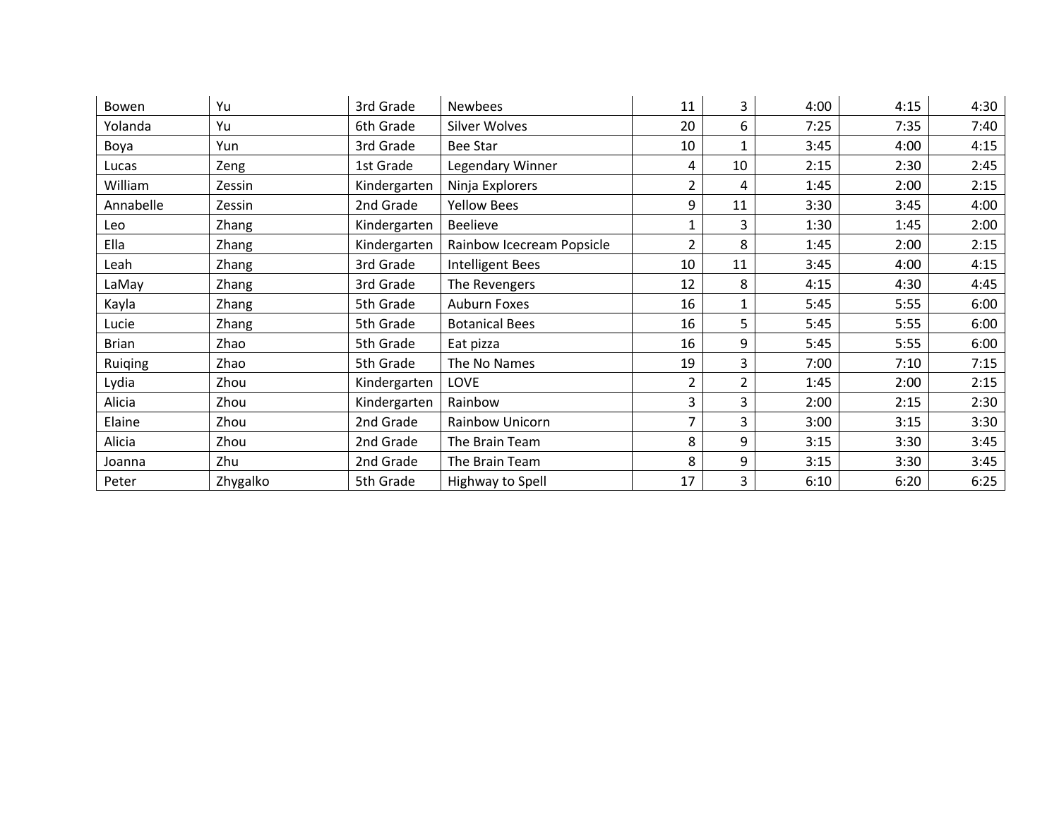| | | | | | | | | |
|---|---|---|---|---|---|---|---|---|
| Bowen | Yu | 3rd Grade | Newbees | 11 | 3 | 4:00 | 4:15 | 4:30 |
| Yolanda | Yu | 6th Grade | Silver Wolves | 20 | 6 | 7:25 | 7:35 | 7:40 |
| Boya | Yun | 3rd Grade | Bee Star | 10 | 1 | 3:45 | 4:00 | 4:15 |
| Lucas | Zeng | 1st Grade | Legendary Winner | 4 | 10 | 2:15 | 2:30 | 2:45 |
| William | Zessin | Kindergarten | Ninja Explorers | 2 | 4 | 1:45 | 2:00 | 2:15 |
| Annabelle | Zessin | 2nd Grade | Yellow Bees | 9 | 11 | 3:30 | 3:45 | 4:00 |
| Leo | Zhang | Kindergarten | Beelieve | 1 | 3 | 1:30 | 1:45 | 2:00 |
| Ella | Zhang | Kindergarten | Rainbow Icecream Popsicle | 2 | 8 | 1:45 | 2:00 | 2:15 |
| Leah | Zhang | 3rd Grade | Intelligent Bees | 10 | 11 | 3:45 | 4:00 | 4:15 |
| LaMay | Zhang | 3rd Grade | The Revengers | 12 | 8 | 4:15 | 4:30 | 4:45 |
| Kayla | Zhang | 5th Grade | Auburn Foxes | 16 | 1 | 5:45 | 5:55 | 6:00 |
| Lucie | Zhang | 5th Grade | Botanical Bees | 16 | 5 | 5:45 | 5:55 | 6:00 |
| Brian | Zhao | 5th Grade | Eat pizza | 16 | 9 | 5:45 | 5:55 | 6:00 |
| Ruiqing | Zhao | 5th Grade | The No Names | 19 | 3 | 7:00 | 7:10 | 7:15 |
| Lydia | Zhou | Kindergarten | LOVE | 2 | 2 | 1:45 | 2:00 | 2:15 |
| Alicia | Zhou | Kindergarten | Rainbow | 3 | 3 | 2:00 | 2:15 | 2:30 |
| Elaine | Zhou | 2nd Grade | Rainbow Unicorn | 7 | 3 | 3:00 | 3:15 | 3:30 |
| Alicia | Zhou | 2nd Grade | The Brain Team | 8 | 9 | 3:15 | 3:30 | 3:45 |
| Joanna | Zhu | 2nd Grade | The Brain Team | 8 | 9 | 3:15 | 3:30 | 3:45 |
| Peter | Zhygalko | 5th Grade | Highway to Spell | 17 | 3 | 6:10 | 6:20 | 6:25 |